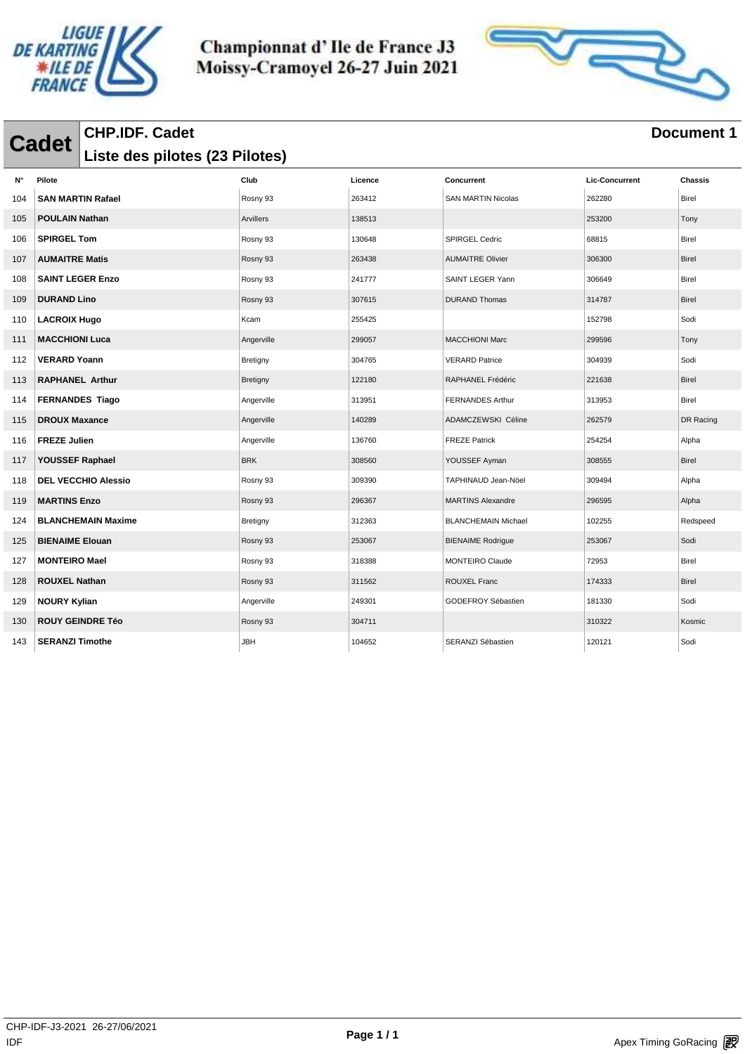# Championnat d' Ile de France J3
# Moissy-Cramoyel 26-27 Juin 2021

## Cadet

**CHP.IDF. Cadet**

**Document 1**

**Liste des pilotes (23 Pilotes)**

| N° | Pilote | Club | Licence | Concurrent | Lic-Concurrent | Chassis |
|---|---|---|---|---|---|---|
| 104 | **SAN MARTIN Rafael** | Rosny 93 | 263412 | SAN MARTIN Nicolas | 262280 | Birel |
| 105 | **POULAIN Nathan** | Arvillers | 138513 | | 253200 | Tony |
| 106 | **SPIRGEL Tom** | Rosny 93 | 130648 | SPIRGEL Cedric | 68815 | Birel |
| 107 | **AUMAITRE Matis** | Rosny 93 | 263438 | AUMAITRE Olivier | 306300 | Birel |
| 108 | **SAINT LEGER Enzo** | Rosny 93 | 241777 | SAINT LEGER Yann | 306649 | Birel |
| 109 | **DURAND Lino** | Rosny 93 | 307615 | DURAND Thomas | 314787 | Birel |
| 110 | **LACROIX Hugo** | Kcam | 255425 | | 152798 | Sodi |
| 111 | **MACCHIONI Luca** | Angerville | 299057 | MACCHIONI Marc | 299596 | Tony |
| 112 | **VERARD Yoann** | Bretigny | 304765 | VERARD Patrice | 304939 | Sodi |
| 113 | **RAPHANEL Arthur** | Bretigny | 122180 | RAPHANEL Frédéric | 221638 | Birel |
| 114 | **FERNANDES Tiago** | Angerville | 313951 | FERNANDES Arthur | 313953 | Birel |
| 115 | **DROUX Maxance** | Angerville | 140289 | ADAMCZEWSKI Céline | 262579 | DR Racing |
| 116 | **FREZE Julien** | Angerville | 136760 | FREZE Patrick | 254254 | Alpha |
| 117 | **YOUSSEF Raphael** | BRK | 308560 | YOUSSEF Ayman | 308555 | Birel |
| 118 | **DEL VECCHIO Alessio** | Rosny 93 | 309390 | TAPHINAUD Jean-Nöel | 309494 | Alpha |
| 119 | **MARTINS Enzo** | Rosny 93 | 296367 | MARTINS Alexandre | 296595 | Alpha |
| 124 | **BLANCHEMAIN Maxime** | Bretigny | 312363 | BLANCHEMAIN Michael | 102255 | Redspeed |
| 125 | **BIENAIME Elouan** | Rosny 93 | 253067 | BIENAIME Rodrigue | 253067 | Sodi |
| 127 | **MONTEIRO Mael** | Rosny 93 | 318388 | MONTEIRO Claude | 72953 | Birel |
| 128 | **ROUXEL Nathan** | Rosny 93 | 311562 | ROUXEL Franc | 174333 | Birel |
| 129 | **NOURY Kylian** | Angerville | 249301 | GODEFROY Sébastien | 181330 | Sodi |
| 130 | **ROUY GEINDRE Téo** | Rosny 93 | 304711 | | 310322 | Kosmic |
| 143 | **SERANZI Timothe** | JBH | 104652 | SERANZI Sébastien | 120121 | Sodi |

CHP-IDF-J3-2021 26-27/06/2021
IDF

Apex Timing GoRacing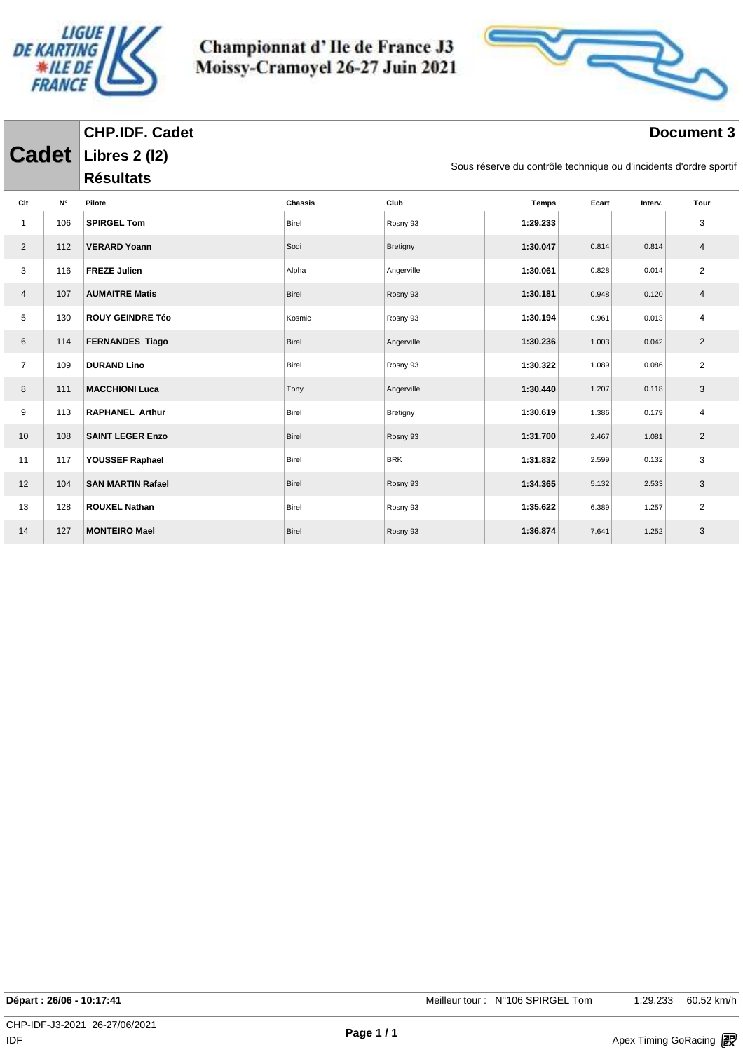# Championnat d' Ile de France J3
## Moissy-Cramoyel 26-27 Juin 2021

**Cadet**

## CHP.IDF. Cadet
## Libres 2 (l2)
## Résultats

**Document 3**

Sous réserve du contrôle technique ou d'incidents d'ordre sportif

| Clt | N° | Pilote | Chassis | Club | Temps | Ecart | Interv. | Tour |
|---|---|---|---|---|---|---|---|---|
| 1 | 106 | **SPIRGEL Tom** | Birel | Rosny 93 | **1:29.233** | | | 3 |
| 2 | 112 | **VERARD Yoann** | Sodi | Bretigny | **1:30.047** | 0.814 | 0.814 | 4 |
| 3 | 116 | **FREZE Julien** | Alpha | Angerville | **1:30.061** | 0.828 | 0.014 | 2 |
| 4 | 107 | **AUMAITRE Matis** | Birel | Rosny 93 | **1:30.181** | 0.948 | 0.120 | 4 |
| 5 | 130 | **ROUY GEINDRE Téo** | Kosmic | Rosny 93 | **1:30.194** | 0.961 | 0.013 | 4 |
| 6 | 114 | **FERNANDES Tiago** | Birel | Angerville | **1:30.236** | 1.003 | 0.042 | 2 |
| 7 | 109 | **DURAND Lino** | Birel | Rosny 93 | **1:30.322** | 1.089 | 0.086 | 2 |
| 8 | 111 | **MACCHIONI Luca** | Tony | Angerville | **1:30.440** | 1.207 | 0.118 | 3 |
| 9 | 113 | **RAPHANEL Arthur** | Birel | Bretigny | **1:30.619** | 1.386 | 0.179 | 4 |
| 10 | 108 | **SAINT LEGER Enzo** | Birel | Rosny 93 | **1:31.700** | 2.467 | 1.081 | 2 |
| 11 | 117 | **YOUSSEF Raphael** | Birel | BRK | **1:31.832** | 2.599 | 0.132 | 3 |
| 12 | 104 | **SAN MARTIN Rafael** | Birel | Rosny 93 | **1:34.365** | 5.132 | 2.533 | 3 |
| 13 | 128 | **ROUXEL Nathan** | Birel | Rosny 93 | **1:35.622** | 6.389 | 1.257 | 2 |
| 14 | 127 | **MONTEIRO Mael** | Birel | Rosny 93 | **1:36.874** | 7.641 | 1.252 | 3 |

**Départ : 26/06 - 10:17:41**

Meilleur tour : N°106 SPIRGEL Tom 1:29.233 60.52 km/h

CHP-IDF-J3-2021 26-27/06/2021
IDF

Apex Timing GoRacing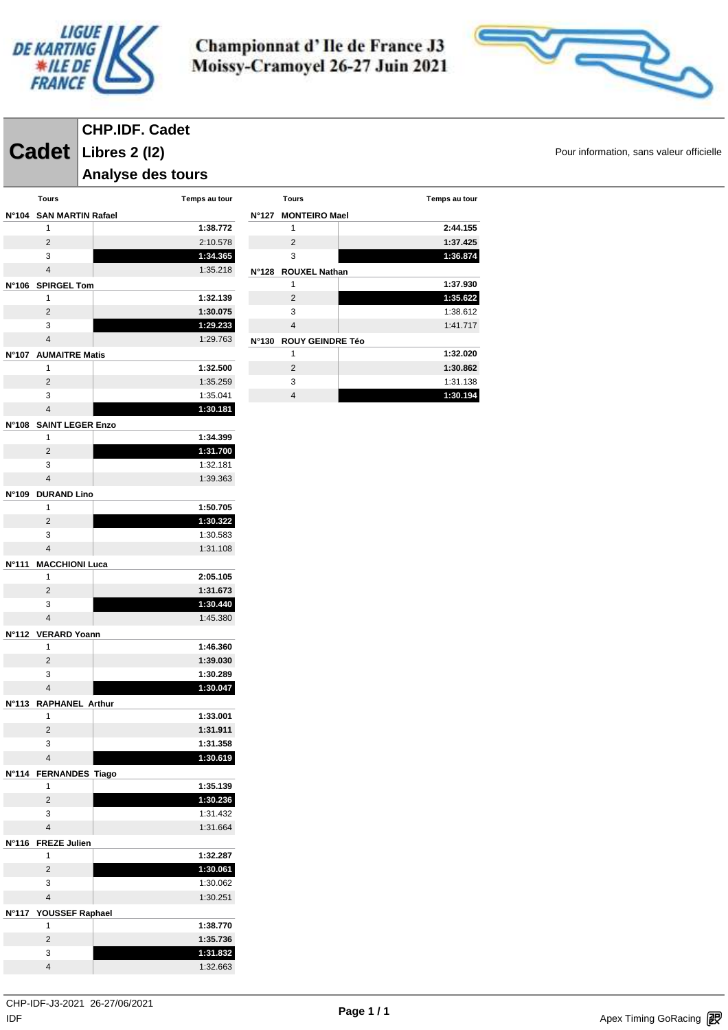# Championnat d' Ile de France J3
# Moissy-Cramoyel 26-27 Juin 2021

## Cadet

**CHP.IDF. Cadet**
**Libres 2 (l2)**
**Analyse des tours**

Pour information, sans valeur officielle

| Tours | Temps au tour |
|---|---|
| **N°104 SAN MARTIN Rafael** | |
| 1 | **1:38.772** |
| 2 | 2:10.578 |
| 3 | **1:34.365** |
| 4 | 1:35.218 |
| **N°106 SPIRGEL Tom** | |
| 1 | **1:32.139** |
| 2 | **1:30.075** |
| 3 | **1:29.233** |
| 4 | 1:29.763 |
| **N°107 AUMAITRE Matis** | |
| 1 | **1:32.500** |
| 2 | 1:35.259 |
| 3 | 1:35.041 |
| 4 | **1:30.181** |
| **N°108 SAINT LEGER Enzo** | |
| 1 | **1:34.399** |
| 2 | **1:31.700** |
| 3 | 1:32.181 |
| 4 | 1:39.363 |
| **N°109 DURAND Lino** | |
| 1 | **1:50.705** |
| 2 | **1:30.322** |
| 3 | 1:30.583 |
| 4 | 1:31.108 |
| **N°111 MACCHIONI Luca** | |
| 1 | **2:05.105** |
| 2 | **1:31.673** |
| 3 | **1:30.440** |
| 4 | 1:45.380 |
| **N°112 VERARD Yoann** | |
| 1 | **1:46.360** |
| 2 | **1:39.030** |
| 3 | **1:30.289** |
| 4 | **1:30.047** |
| **N°113 RAPHANEL Arthur** | |
| 1 | **1:33.001** |
| 2 | **1:31.911** |
| 3 | **1:31.358** |
| 4 | **1:30.619** |
| **N°114 FERNANDES Tiago** | |
| 1 | **1:35.139** |
| 2 | **1:30.236** |
| 3 | 1:31.432 |
| 4 | 1:31.664 |
| **N°116 FREZE Julien** | |
| 1 | **1:32.287** |
| 2 | **1:30.061** |
| 3 | 1:30.062 |
| 4 | 1:30.251 |
| **N°117 YOUSSEF Raphael** | |
| 1 | **1:38.770** |
| 2 | **1:35.736** |
| 3 | **1:31.832** |
| 4 | 1:32.663 |
| **N°127 MONTEIRO Mael** | |
| 1 | **2:44.155** |
| 2 | **1:37.425** |
| 3 | **1:36.874** |
| **N°128 ROUXEL Nathan** | |
| 1 | **1:37.930** |
| 2 | **1:35.622** |
| 3 | 1:38.612 |
| 4 | 1:41.717 |
| **N°130 ROUY GEINDRE Téo** | |
| 1 | **1:32.020** |
| 2 | **1:30.862** |
| 3 | 1:31.138 |
| 4 | **1:30.194** |

CHP-IDF-J3-2021 26-27/06/2021
IDF

Apex Timing GoRacing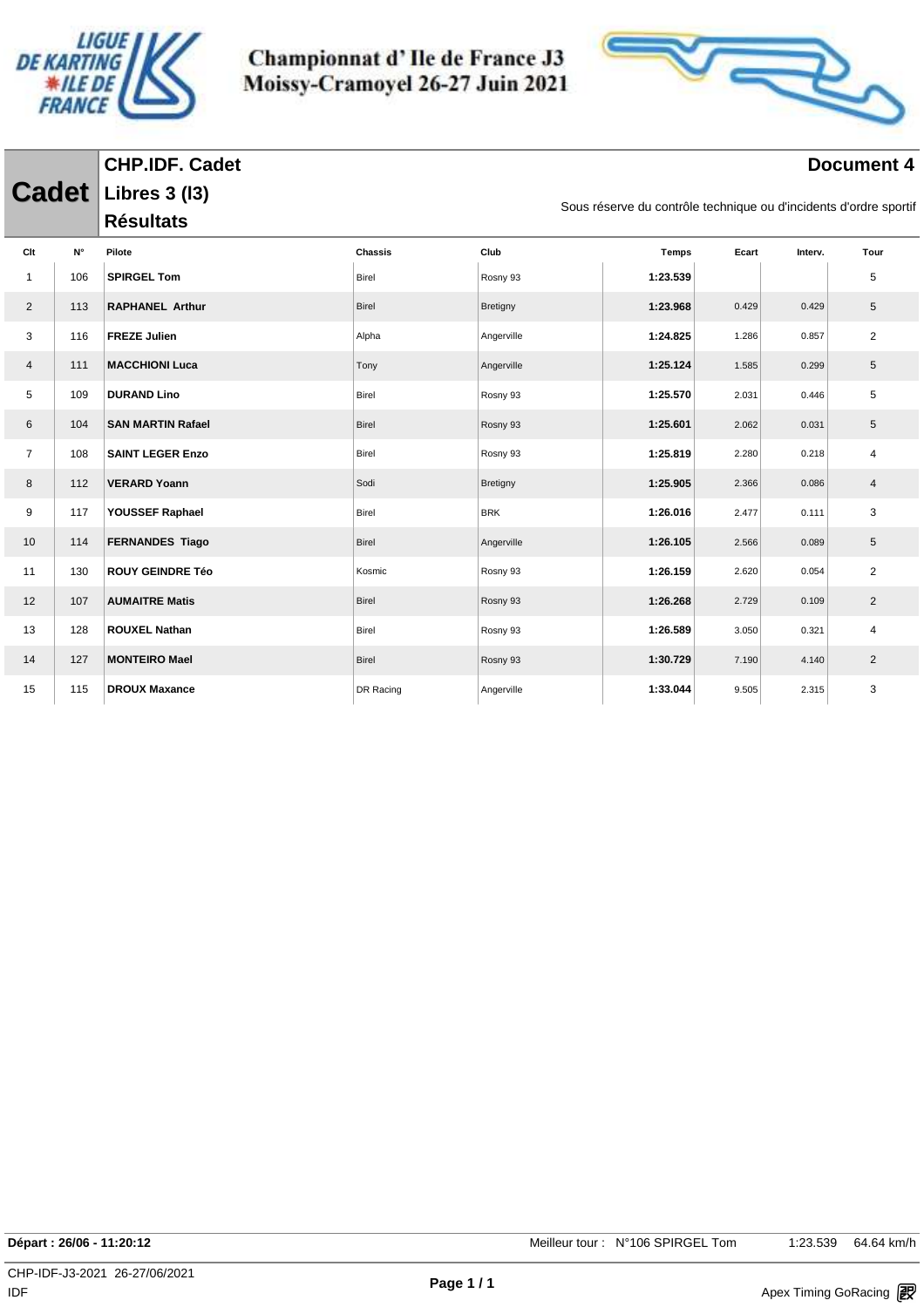# Championnat d' Ile de France J3
# Moissy-Cramoyel 26-27 Juin 2021

## Cadet

**CHP.IDF. Cadet**
**Libres 3 (l3)**
**Résultats**

**Document 4**

Sous réserve du contrôle technique ou d'incidents d'ordre sportif

| Clt | N° | Pilote | Chassis | Club | Temps | Ecart | Interv. | Tour |
|---|---|---|---|---|---|---|---|---|
| 1 | 106 | **SPIRGEL Tom** | Birel | Rosny 93 | **1:23.539** | | | 5 |
| 2 | 113 | **RAPHANEL Arthur** | Birel | Bretigny | **1:23.968** | 0.429 | 0.429 | 5 |
| 3 | 116 | **FREZE Julien** | Alpha | Angerville | **1:24.825** | 1.286 | 0.857 | 2 |
| 4 | 111 | **MACCHIONI Luca** | Tony | Angerville | **1:25.124** | 1.585 | 0.299 | 5 |
| 5 | 109 | **DURAND Lino** | Birel | Rosny 93 | **1:25.570** | 2.031 | 0.446 | 5 |
| 6 | 104 | **SAN MARTIN Rafael** | Birel | Rosny 93 | **1:25.601** | 2.062 | 0.031 | 5 |
| 7 | 108 | **SAINT LEGER Enzo** | Birel | Rosny 93 | **1:25.819** | 2.280 | 0.218 | 4 |
| 8 | 112 | **VERARD Yoann** | Sodi | Bretigny | **1:25.905** | 2.366 | 0.086 | 4 |
| 9 | 117 | **YOUSSEF Raphael** | Birel | BRK | **1:26.016** | 2.477 | 0.111 | 3 |
| 10 | 114 | **FERNANDES Tiago** | Birel | Angerville | **1:26.105** | 2.566 | 0.089 | 5 |
| 11 | 130 | **ROUY GEINDRE Téo** | Kosmic | Rosny 93 | **1:26.159** | 2.620 | 0.054 | 2 |
| 12 | 107 | **AUMAITRE Matis** | Birel | Rosny 93 | **1:26.268** | 2.729 | 0.109 | 2 |
| 13 | 128 | **ROUXEL Nathan** | Birel | Rosny 93 | **1:26.589** | 3.050 | 0.321 | 4 |
| 14 | 127 | **MONTEIRO Mael** | Birel | Rosny 93 | **1:30.729** | 7.190 | 4.140 | 2 |
| 15 | 115 | **DROUX Maxance** | DR Racing | Angerville | **1:33.044** | 9.505 | 2.315 | 3 |

**Départ : 26/06 - 11:20:12** Meilleur tour : N°106 SPIRGEL Tom 1:23.539 64.64 km/h

CHP-IDF-J3-2021 26-27/06/2021
IDF
Apex Timing GoRacing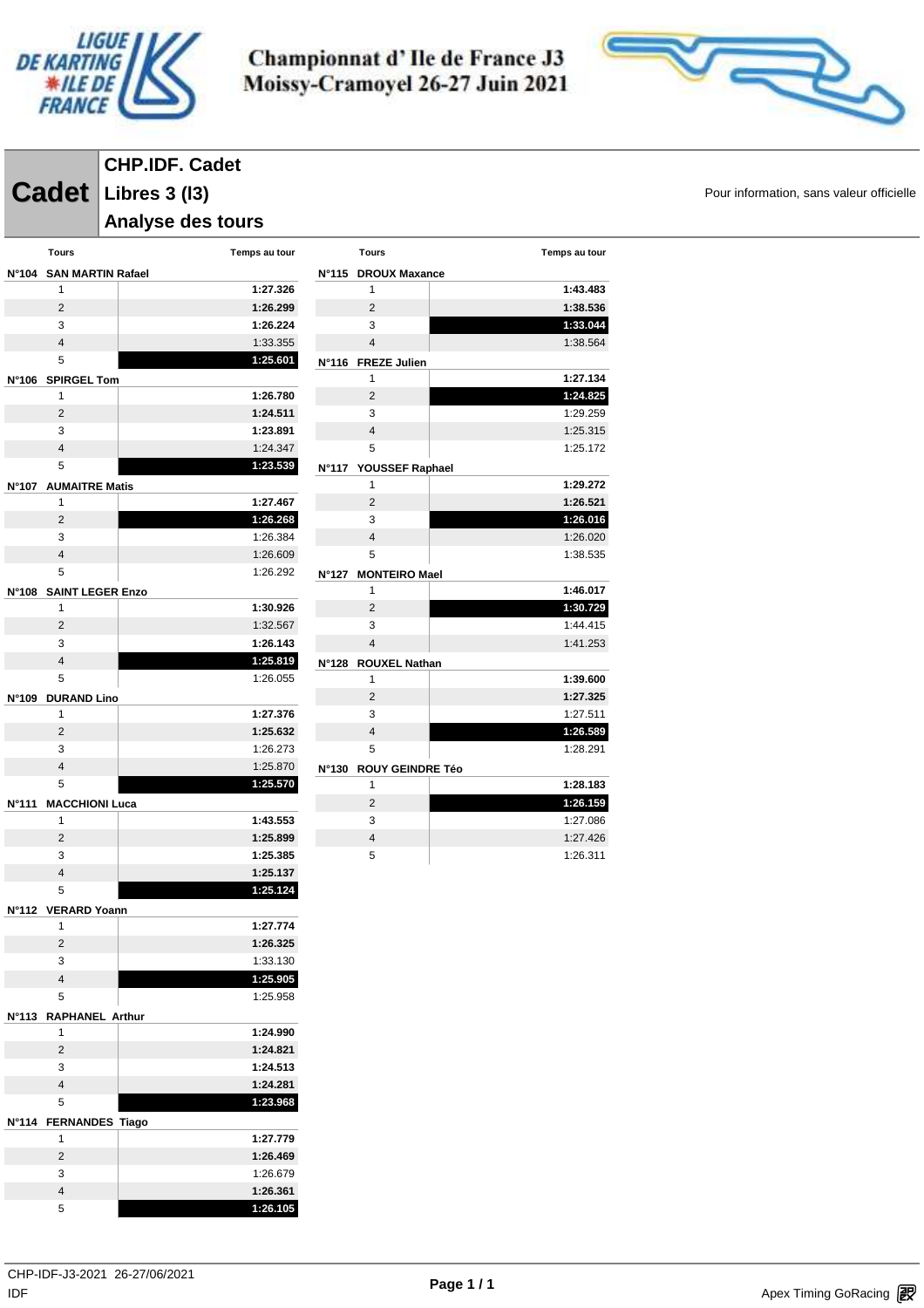# Championnat d' Ile de France J3
## Moissy-Cramoyel 26-27 Juin 2021

**Cadet**

## CHP.IDF. Cadet
## Libres 3 (l3)
## Analyse des tours

Pour information, sans valeur officielle

| Tours | Temps au tour |
|---|---|
| **N°104 SAN MARTIN Rafael** | |
| 1 | **1:27.326** |
| 2 | **1:26.299** |
| 3 | **1:26.224** |
| 4 | 1:33.355 |
| 5 | **1:25.601** |
| **N°106 SPIRGEL Tom** | |
| 1 | **1:26.780** |
| 2 | **1:24.511** |
| 3 | **1:23.891** |
| 4 | 1:24.347 |
| 5 | **1:23.539** |
| **N°107 AUMAITRE Matis** | |
| 1 | **1:27.467** |
| 2 | **1:26.268** |
| 3 | 1:26.384 |
| 4 | 1:26.609 |
| 5 | 1:26.292 |
| **N°108 SAINT LEGER Enzo** | |
| 1 | **1:30.926** |
| 2 | 1:32.567 |
| 3 | **1:26.143** |
| 4 | **1:25.819** |
| 5 | 1:26.055 |
| **N°109 DURAND Lino** | |
| 1 | **1:27.376** |
| 2 | **1:25.632** |
| 3 | 1:26.273 |
| 4 | 1:25.870 |
| 5 | **1:25.570** |
| **N°111 MACCHIONI Luca** | |
| 1 | **1:43.553** |
| 2 | **1:25.899** |
| 3 | **1:25.385** |
| 4 | **1:25.137** |
| 5 | **1:25.124** |
| **N°112 VERARD Yoann** | |
| 1 | **1:27.774** |
| 2 | **1:26.325** |
| 3 | 1:33.130 |
| 4 | **1:25.905** |
| 5 | 1:25.958 |
| **N°113 RAPHANEL Arthur** | |
| 1 | **1:24.990** |
| 2 | **1:24.821** |
| 3 | **1:24.513** |
| 4 | **1:24.281** |
| 5 | **1:23.968** |
| **N°114 FERNANDES Tiago** | |
| 1 | **1:27.779** |
| 2 | **1:26.469** |
| 3 | 1:26.679 |
| 4 | **1:26.361** |
| 5 | **1:26.105** |

| Tours | Temps au tour |
|---|---|
| **N°115 DROUX Maxance** | |
| 1 | **1:43.483** |
| 2 | **1:38.536** |
| 3 | **1:33.044** |
| 4 | 1:38.564 |
| **N°116 FREZE Julien** | |
| 1 | **1:27.134** |
| 2 | **1:24.825** |
| 3 | 1:29.259 |
| 4 | 1:25.315 |
| 5 | 1:25.172 |
| **N°117 YOUSSEF Raphael** | |
| 1 | **1:29.272** |
| 2 | **1:26.521** |
| 3 | **1:26.016** |
| 4 | 1:26.020 |
| 5 | 1:38.535 |
| **N°127 MONTEIRO Mael** | |
| 1 | **1:46.017** |
| 2 | **1:30.729** |
| 3 | 1:44.415 |
| 4 | 1:41.253 |
| **N°128 ROUXEL Nathan** | |
| 1 | **1:39.600** |
| 2 | **1:27.325** |
| 3 | 1:27.511 |
| 4 | **1:26.589** |
| 5 | 1:28.291 |
| **N°130 ROUY GEINDRE Téo** | |
| 1 | **1:28.183** |
| 2 | **1:26.159** |
| 3 | 1:27.086 |
| 4 | 1:27.426 |
| 5 | 1:26.311 |

CHP-IDF-J3-2021 26-27/06/2021
IDF

Apex Timing GoRacing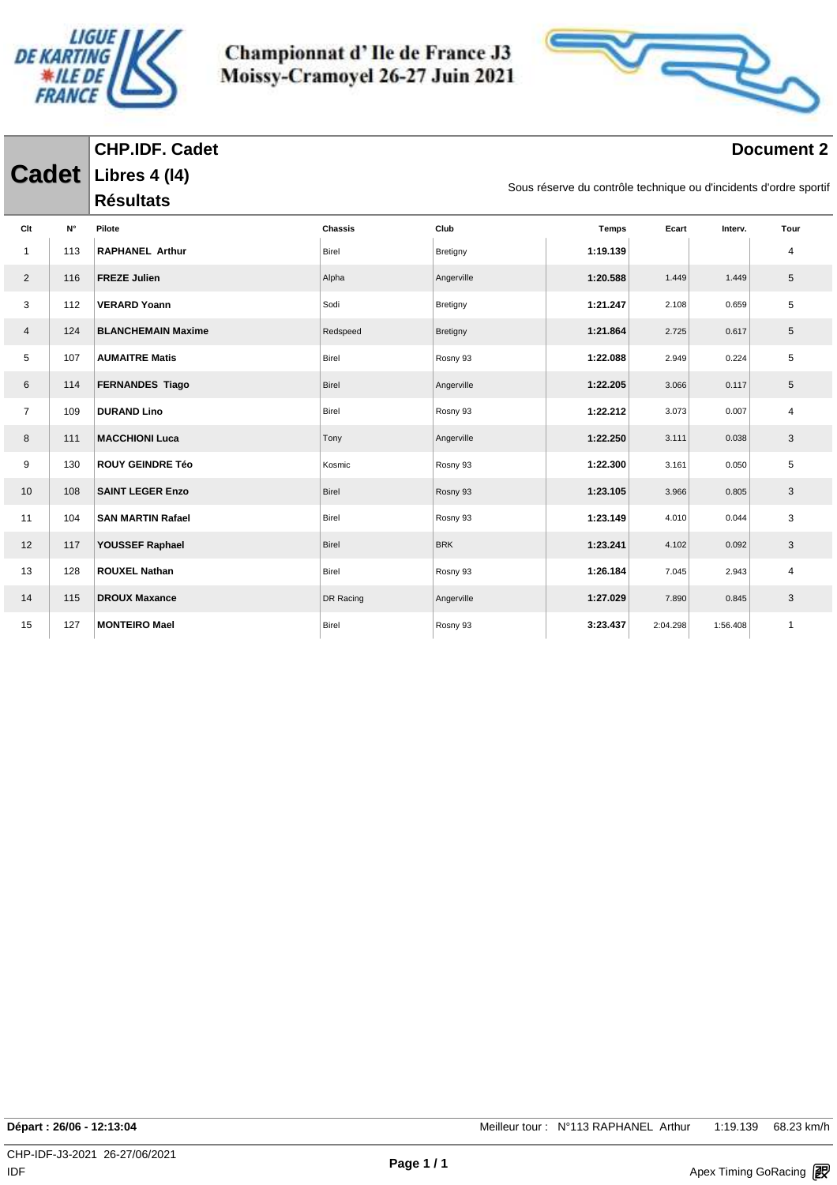# Championnat d' Ile de France J3
## Moissy-Cramoyel 26-27 Juin 2021

**Cadet**

**CHP.IDF. Cadet**
**Libres 4 (l4)**
**Résultats**

**Document 2**

Sous réserve du contrôle technique ou d'incidents d'ordre sportif

| Clt | N° | Pilote | Chassis | Club | Temps | Ecart | Interv. | Tour |
|---|---|---|---|---|---|---|---|---|
| 1 | 113 | **RAPHANEL Arthur** | Birel | Bretigny | **1:19.139** | | | 4 |
| 2 | 116 | **FREZE Julien** | Alpha | Angerville | **1:20.588** | 1.449 | 1.449 | 5 |
| 3 | 112 | **VERARD Yoann** | Sodi | Bretigny | **1:21.247** | 2.108 | 0.659 | 5 |
| 4 | 124 | **BLANCHEMAIN Maxime** | Redspeed | Bretigny | **1:21.864** | 2.725 | 0.617 | 5 |
| 5 | 107 | **AUMAITRE Matis** | Birel | Rosny 93 | **1:22.088** | 2.949 | 0.224 | 5 |
| 6 | 114 | **FERNANDES Tiago** | Birel | Angerville | **1:22.205** | 3.066 | 0.117 | 5 |
| 7 | 109 | **DURAND Lino** | Birel | Rosny 93 | **1:22.212** | 3.073 | 0.007 | 4 |
| 8 | 111 | **MACCHIONI Luca** | Tony | Angerville | **1:22.250** | 3.111 | 0.038 | 3 |
| 9 | 130 | **ROUY GEINDRE Téo** | Kosmic | Rosny 93 | **1:22.300** | 3.161 | 0.050 | 5 |
| 10 | 108 | **SAINT LEGER Enzo** | Birel | Rosny 93 | **1:23.105** | 3.966 | 0.805 | 3 |
| 11 | 104 | **SAN MARTIN Rafael** | Birel | Rosny 93 | **1:23.149** | 4.010 | 0.044 | 3 |
| 12 | 117 | **YOUSSEF Raphael** | Birel | BRK | **1:23.241** | 4.102 | 0.092 | 3 |
| 13 | 128 | **ROUXEL Nathan** | Birel | Rosny 93 | **1:26.184** | 7.045 | 2.943 | 4 |
| 14 | 115 | **DROUX Maxance** | DR Racing | Angerville | **1:27.029** | 7.890 | 0.845 | 3 |
| 15 | 127 | **MONTEIRO Mael** | Birel | Rosny 93 | **3:23.437** | 2:04.298 | 1:56.408 | 1 |

**Départ : 26/06 - 12:13:04** Meilleur tour : N°113 RAPHANEL Arthur 1:19.139 68.23 km/h

CHP-IDF-J3-2021 26-27/06/2021
IDF

Apex Timing GoRacing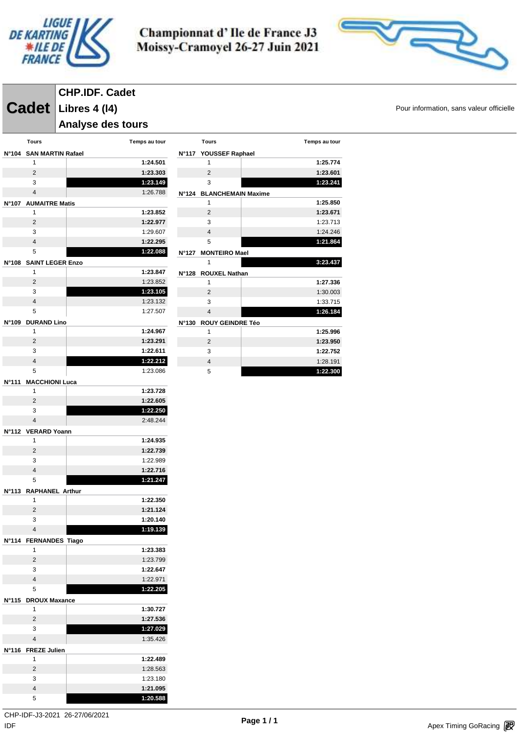# Championnat d' Ile de France J3
## Moissy-Cramoyel 26-27 Juin 2021

**Cadet**

**CHP.IDF. Cadet**
**Libres 4 (l4)**
**Analyse des tours**

Pour information, sans valeur officielle

| Tours | Temps au tour |
|---|---|
| **N°104 SAN MARTIN Rafael** | |
| 1 | **1:24.501** |
| 2 | **1:23.303** |
| 3 | **1:23.149** |
| 4 | 1:26.788 |
| **N°107 AUMAITRE Matis** | |
| 1 | **1:23.852** |
| 2 | **1:22.977** |
| 3 | 1:29.607 |
| 4 | **1:22.295** |
| 5 | **1:22.088** |
| **N°108 SAINT LEGER Enzo** | |
| 1 | **1:23.847** |
| 2 | 1:23.852 |
| 3 | **1:23.105** |
| 4 | 1:23.132 |
| 5 | 1:27.507 |
| **N°109 DURAND Lino** | |
| 1 | **1:24.967** |
| 2 | **1:23.291** |
| 3 | **1:22.611** |
| 4 | **1:22.212** |
| 5 | 1:23.086 |
| **N°111 MACCHIONI Luca** | |
| 1 | **1:23.728** |
| 2 | **1:22.605** |
| 3 | **1:22.250** |
| 4 | 2:48.244 |
| **N°112 VERARD Yoann** | |
| 1 | **1:24.935** |
| 2 | **1:22.739** |
| 3 | 1:22.989 |
| 4 | **1:22.716** |
| 5 | **1:21.247** |
| **N°113 RAPHANEL Arthur** | |
| 1 | **1:22.350** |
| 2 | **1:21.124** |
| 3 | **1:20.140** |
| 4 | **1:19.139** |
| **N°114 FERNANDES Tiago** | |
| 1 | **1:23.383** |
| 2 | 1:23.799 |
| 3 | **1:22.647** |
| 4 | 1:22.971 |
| 5 | **1:22.205** |
| **N°115 DROUX Maxance** | |
| 1 | **1:30.727** |
| 2 | **1:27.536** |
| 3 | **1:27.029** |
| 4 | 1:35.426 |
| **N°116 FREZE Julien** | |
| 1 | **1:22.489** |
| 2 | 1:28.563 |
| 3 | 1:23.180 |
| 4 | **1:21.095** |
| 5 | **1:20.588** |

| Tours | Temps au tour |
|---|---|
| **N°117 YOUSSEF Raphael** | |
| 1 | **1:25.774** |
| 2 | **1:23.601** |
| 3 | **1:23.241** |
| **N°124 BLANCHEMAIN Maxime** | |
| 1 | **1:25.850** |
| 2 | **1:23.671** |
| 3 | 1:23.713 |
| 4 | 1:24.246 |
| 5 | **1:21.864** |
| **N°127 MONTEIRO Mael** | |
| 1 | **3:23.437** |
| **N°128 ROUXEL Nathan** | |
| 1 | **1:27.336** |
| 2 | 1:30.003 |
| 3 | 1:33.715 |
| 4 | **1:26.184** |
| **N°130 ROUY GEINDRE Téo** | |
| 1 | **1:25.996** |
| 2 | **1:23.950** |
| 3 | **1:22.752** |
| 4 | 1:28.191 |
| 5 | **1:22.300** |

CHP-IDF-J3-2021 26-27/06/2021
IDF

Apex Timing GoRacing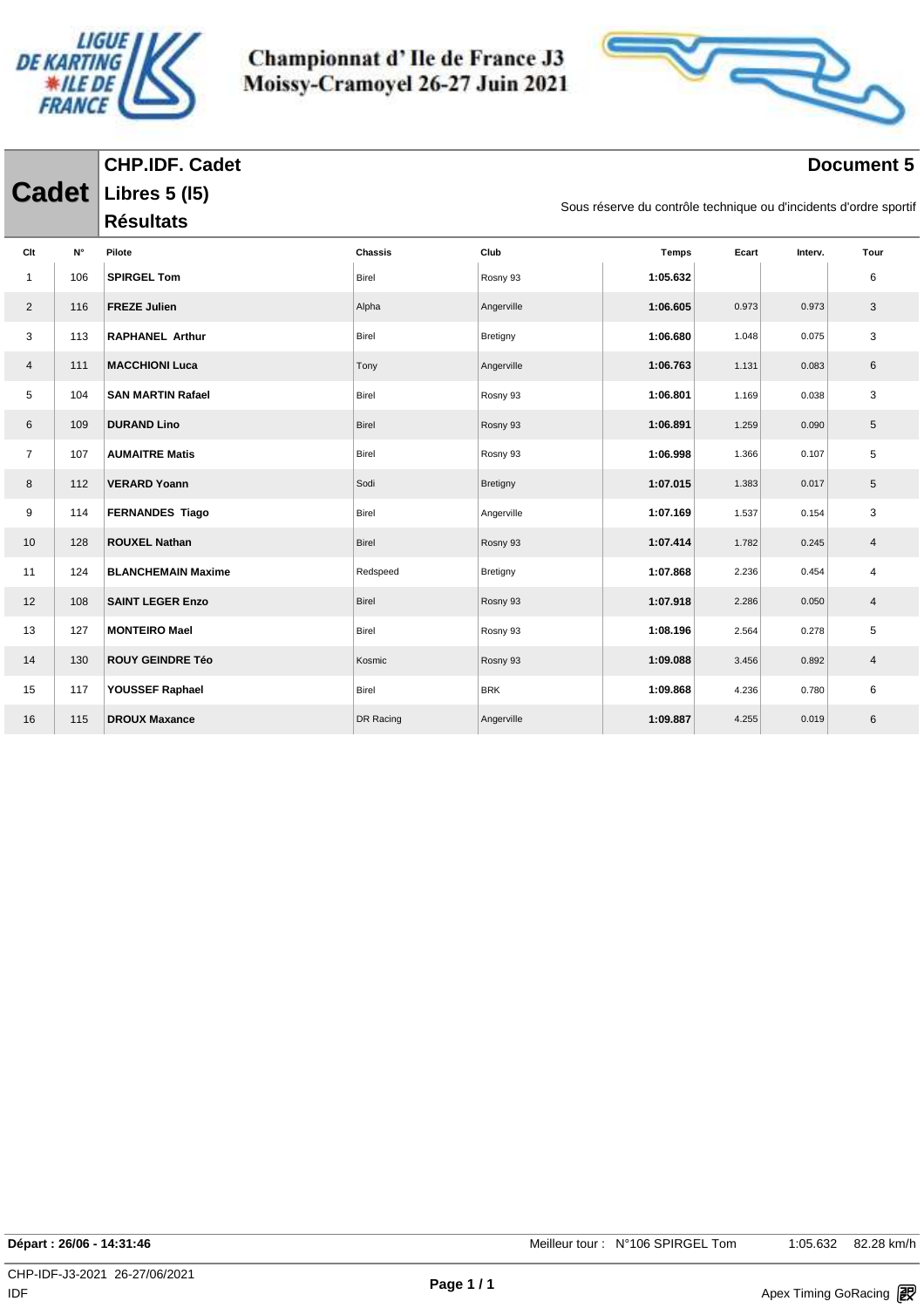# Championnat d' Ile de France J3
# Moissy-Cramoyel 26-27 Juin 2021

## Cadet

**CHP.IDF. Cadet**

**Libres 5 (I5)**

**Résultats**

**Document 5**

Sous réserve du contrôle technique ou d'incidents d'ordre sportif

| Clt | N° | Pilote | Chassis | Club | Temps | Ecart | Interv. | Tour |
|---|---|---|---|---|---|---|---|---|
| 1 | 106 | **SPIRGEL Tom** | Birel | Rosny 93 | **1:05.632** | | | 6 |
| 2 | 116 | **FREZE Julien** | Alpha | Angerville | **1:06.605** | 0.973 | 0.973 | 3 |
| 3 | 113 | **RAPHANEL Arthur** | Birel | Bretigny | **1:06.680** | 1.048 | 0.075 | 3 |
| 4 | 111 | **MACCHIONI Luca** | Tony | Angerville | **1:06.763** | 1.131 | 0.083 | 6 |
| 5 | 104 | **SAN MARTIN Rafael** | Birel | Rosny 93 | **1:06.801** | 1.169 | 0.038 | 3 |
| 6 | 109 | **DURAND Lino** | Birel | Rosny 93 | **1:06.891** | 1.259 | 0.090 | 5 |
| 7 | 107 | **AUMAITRE Matis** | Birel | Rosny 93 | **1:06.998** | 1.366 | 0.107 | 5 |
| 8 | 112 | **VERARD Yoann** | Sodi | Bretigny | **1:07.015** | 1.383 | 0.017 | 5 |
| 9 | 114 | **FERNANDES Tiago** | Birel | Angerville | **1:07.169** | 1.537 | 0.154 | 3 |
| 10 | 128 | **ROUXEL Nathan** | Birel | Rosny 93 | **1:07.414** | 1.782 | 0.245 | 4 |
| 11 | 124 | **BLANCHEMAIN Maxime** | Redspeed | Bretigny | **1:07.868** | 2.236 | 0.454 | 4 |
| 12 | 108 | **SAINT LEGER Enzo** | Birel | Rosny 93 | **1:07.918** | 2.286 | 0.050 | 4 |
| 13 | 127 | **MONTEIRO Mael** | Birel | Rosny 93 | **1:08.196** | 2.564 | 0.278 | 5 |
| 14 | 130 | **ROUY GEINDRE Téo** | Kosmic | Rosny 93 | **1:09.088** | 3.456 | 0.892 | 4 |
| 15 | 117 | **YOUSSEF Raphael** | Birel | BRK | **1:09.868** | 4.236 | 0.780 | 6 |
| 16 | 115 | **DROUX Maxance** | DR Racing | Angerville | **1:09.887** | 4.255 | 0.019 | 6 |

**Départ : 26/06 - 14:31:46** Meilleur tour : N°106 SPIRGEL Tom 1:05.632 82.28 km/h

CHP-IDF-J3-2021 26-27/06/2021
IDF

Apex Timing GoRacing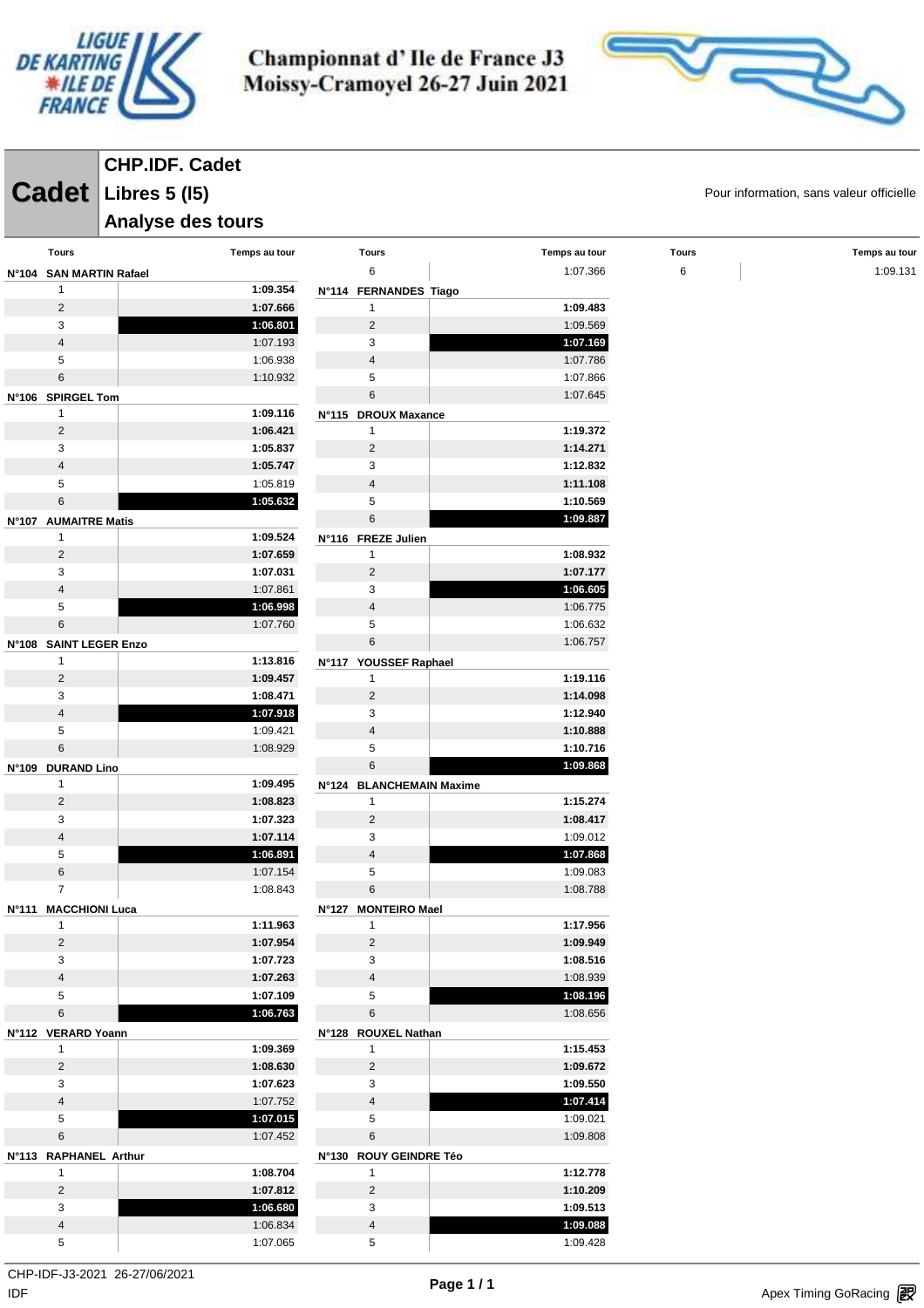# Championnat d' Ile de France J3 Moissy-Cramoyel 26-27 Juin 2021

## Cadet

**CHP.IDF. Cadet**
**Libres 5 (l5)**
**Analyse des tours**

Pour information, sans valeur officielle

| Tours | Temps au tour |
|---|---|
| **N°104 SAN MARTIN Rafael** | |
| 1 | **1:09.354** |
| 2 | **1:07.666** |
| 3 | **1:06.801** |
| 4 | 1:07.193 |
| 5 | 1:06.938 |
| 6 | 1:10.932 |
| **N°106 SPIRGEL Tom** | |
| 1 | **1:09.116** |
| 2 | **1:06.421** |
| 3 | **1:05.837** |
| 4 | **1:05.747** |
| 5 | 1:05.819 |
| 6 | **1:05.632** |
| **N°107 AUMAITRE Matis** | |
| 1 | **1:09.524** |
| 2 | **1:07.659** |
| 3 | **1:07.031** |
| 4 | 1:07.861 |
| 5 | **1:06.998** |
| 6 | 1:07.760 |
| **N°108 SAINT LEGER Enzo** | |
| 1 | **1:13.816** |
| 2 | **1:09.457** |
| 3 | **1:08.471** |
| 4 | **1:07.918** |
| 5 | 1:09.421 |
| 6 | 1:08.929 |
| **N°109 DURAND Lino** | |
| 1 | **1:09.495** |
| 2 | **1:08.823** |
| 3 | **1:07.323** |
| 4 | **1:07.114** |
| 5 | **1:06.891** |
| 6 | 1:07.154 |
| 7 | 1:08.843 |
| **N°111 MACCHIONI Luca** | |
| 1 | **1:11.963** |
| 2 | **1:07.954** |
| 3 | **1:07.723** |
| 4 | **1:07.263** |
| 5 | **1:07.109** |
| 6 | **1:06.763** |
| **N°112 VERARD Yoann** | |
| 1 | **1:09.369** |
| 2 | **1:08.630** |
| 3 | **1:07.623** |
| 4 | 1:07.752 |
| 5 | **1:07.015** |
| 6 | 1:07.452 |
| **N°113 RAPHANEL Arthur** | |
| 1 | **1:08.704** |
| 2 | **1:07.812** |
| 3 | **1:06.680** |
| 4 | 1:06.834 |
| 5 | 1:07.065 |
| 6 | 1:07.366 |
| **N°114 FERNANDES Tiago** | |
| 1 | **1:09.483** |
| 2 | 1:09.569 |
| 3 | **1:07.169** |
| 4 | 1:07.786 |
| 5 | 1:07.866 |
| 6 | 1:07.645 |
| **N°115 DROUX Maxance** | |
| 1 | **1:19.372** |
| 2 | **1:14.271** |
| 3 | **1:12.832** |
| 4 | **1:11.108** |
| 5 | **1:10.569** |
| 6 | **1:09.887** |
| **N°116 FREZE Julien** | |
| 1 | **1:08.932** |
| 2 | **1:07.177** |
| 3 | **1:06.605** |
| 4 | 1:06.775 |
| 5 | 1:06.632 |
| 6 | 1:06.757 |
| **N°117 YOUSSEF Raphael** | |
| 1 | **1:19.116** |
| 2 | **1:14.098** |
| 3 | **1:12.940** |
| 4 | **1:10.888** |
| 5 | **1:10.716** |
| 6 | **1:09.868** |
| **N°124 BLANCHEMAIN Maxime** | |
| 1 | **1:15.274** |
| 2 | **1:08.417** |
| 3 | 1:09.012 |
| 4 | **1:07.868** |
| 5 | 1:09.083 |
| 6 | 1:08.788 |
| **N°127 MONTEIRO Mael** | |
| 1 | **1:17.956** |
| 2 | **1:09.949** |
| 3 | **1:08.516** |
| 4 | 1:08.939 |
| 5 | **1:08.196** |
| 6 | 1:08.656 |
| **N°128 ROUXEL Nathan** | |
| 1 | **1:15.453** |
| 2 | **1:09.672** |
| 3 | **1:09.550** |
| 4 | **1:07.414** |
| 5 | 1:09.021 |
| 6 | 1:09.808 |
| **N°130 ROUY GEINDRE Téo** | |
| 1 | **1:12.778** |
| 2 | **1:10.209** |
| 3 | **1:09.513** |
| 4 | **1:09.088** |
| 5 | 1:09.428 |
| 6 | 1:09.131 |

CHP-IDF-J3-2021 26-27/06/2021
IDF

Apex Timing GoRacing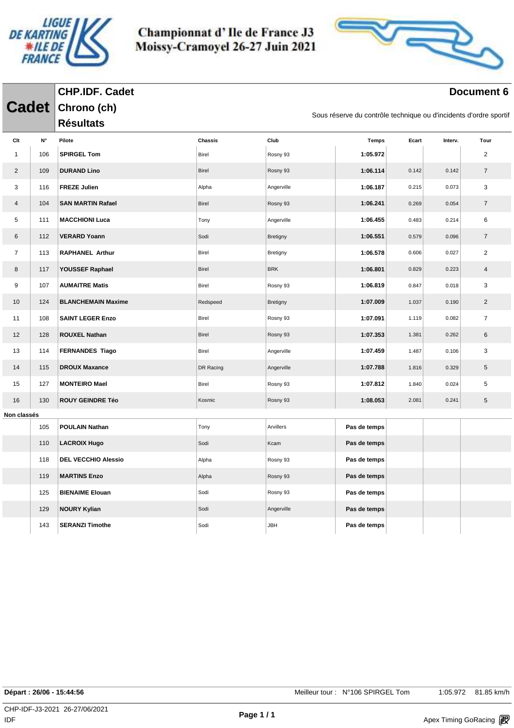# Championnat d' Ile de France J3
## Moissy-Cramoyel 26-27 Juin 2021

**Cadet** | **CHP.IDF. Cadet** | **Chrono (ch)** | **Résultats**

**Document 6**

Sous réserve du contrôle technique ou d'incidents d'ordre sportif

| Clt | N° | Pilote | Chassis | Club | Temps | Ecart | Interv. | Tour |
|---|---|---|---|---|---|---|---|---|
| 1 | 106 | **SPIRGEL Tom** | Birel | Rosny 93 | **1:05.972** | | | 2 |
| 2 | 109 | **DURAND Lino** | Birel | Rosny 93 | **1:06.114** | 0.142 | 0.142 | 7 |
| 3 | 116 | **FREZE Julien** | Alpha | Angerville | **1:06.187** | 0.215 | 0.073 | 3 |
| 4 | 104 | **SAN MARTIN Rafael** | Birel | Rosny 93 | **1:06.241** | 0.269 | 0.054 | 7 |
| 5 | 111 | **MACCHIONI Luca** | Tony | Angerville | **1:06.455** | 0.483 | 0.214 | 6 |
| 6 | 112 | **VERARD Yoann** | Sodi | Bretigny | **1:06.551** | 0.579 | 0.096 | 7 |
| 7 | 113 | **RAPHANEL Arthur** | Birel | Bretigny | **1:06.578** | 0.606 | 0.027 | 2 |
| 8 | 117 | **YOUSSEF Raphael** | Birel | BRK | **1:06.801** | 0.829 | 0.223 | 4 |
| 9 | 107 | **AUMAITRE Matis** | Birel | Rosny 93 | **1:06.819** | 0.847 | 0.018 | 3 |
| 10 | 124 | **BLANCHEMAIN Maxime** | Redspeed | Bretigny | **1:07.009** | 1.037 | 0.190 | 2 |
| 11 | 108 | **SAINT LEGER Enzo** | Birel | Rosny 93 | **1:07.091** | 1.119 | 0.082 | 7 |
| 12 | 128 | **ROUXEL Nathan** | Birel | Rosny 93 | **1:07.353** | 1.381 | 0.262 | 6 |
| 13 | 114 | **FERNANDES Tiago** | Birel | Angerville | **1:07.459** | 1.487 | 0.106 | 3 |
| 14 | 115 | **DROUX Maxance** | DR Racing | Angerville | **1:07.788** | 1.816 | 0.329 | 5 |
| 15 | 127 | **MONTEIRO Mael** | Birel | Rosny 93 | **1:07.812** | 1.840 | 0.024 | 5 |
| 16 | 130 | **ROUY GEINDRE Téo** | Kosmic | Rosny 93 | **1:08.053** | 2.081 | 0.241 | 5 |
| **Non classés** | | | | | | | | |
| | 105 | **POULAIN Nathan** | Tony | Arvillers | **Pas de temps** | | | |
| | 110 | **LACROIX Hugo** | Sodi | Kcam | **Pas de temps** | | | |
| | 118 | **DEL VECCHIO Alessio** | Alpha | Rosny 93 | **Pas de temps** | | | |
| | 119 | **MARTINS Enzo** | Alpha | Rosny 93 | **Pas de temps** | | | |
| | 125 | **BIENAIME Elouan** | Sodi | Rosny 93 | **Pas de temps** | | | |
| | 129 | **NOURY Kylian** | Sodi | Angerville | **Pas de temps** | | | |
| | 143 | **SERANZI Timothe** | Sodi | JBH | **Pas de temps** | | | |

**Départ : 26/06 - 15:44:56**

Meilleur tour : N°106 SPIRGEL Tom 1:05.972 81.85 km/h

CHP-IDF-J3-2021 26-27/06/2021
IDF

Apex Timing GoRacing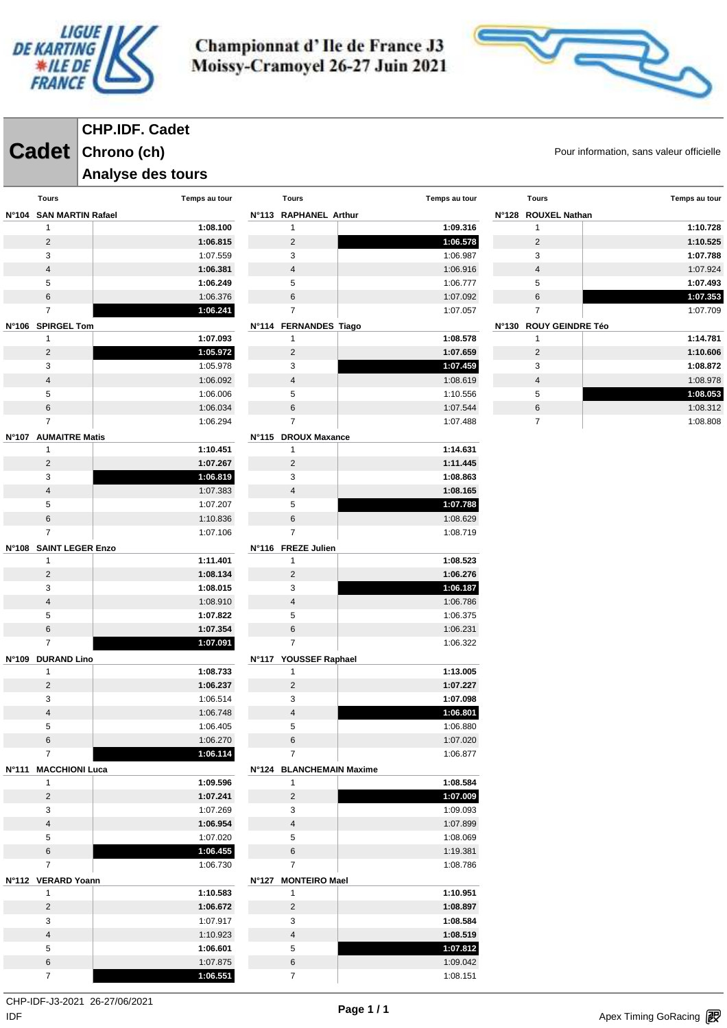# Championnat d' Ile de France J3
# Moissy-Cramoyel 26-27 Juin 2021

## Cadet

**CHP.IDF. Cadet**
**Chrono (ch)**
**Analyse des tours**

Pour information, sans valeur officielle

### N°104 SAN MARTIN Rafael

| Tours | Temps au tour |
|---|---|
| 1 | **1:08.100** |
| 2 | **1:06.815** |
| 3 | 1:07.559 |
| 4 | **1:06.381** |
| 5 | **1:06.249** |
| 6 | 1:06.376 |
| 7 | **1:06.241** |

### N°106 SPIRGEL Tom

| Tours | Temps au tour |
|---|---|
| 1 | **1:07.093** |
| 2 | **1:05.972** |
| 3 | 1:05.978 |
| 4 | 1:06.092 |
| 5 | 1:06.006 |
| 6 | 1:06.034 |
| 7 | 1:06.294 |

### N°107 AUMAITRE Matis

| Tours | Temps au tour |
|---|---|
| 1 | **1:10.451** |
| 2 | **1:07.267** |
| 3 | **1:06.819** |
| 4 | 1:07.383 |
| 5 | 1:07.207 |
| 6 | 1:10.836 |
| 7 | 1:07.106 |

### N°108 SAINT LEGER Enzo

| Tours | Temps au tour |
|---|---|
| 1 | **1:11.401** |
| 2 | **1:08.134** |
| 3 | **1:08.015** |
| 4 | 1:08.910 |
| 5 | **1:07.822** |
| 6 | **1:07.354** |
| 7 | **1:07.091** |

### N°109 DURAND Lino

| Tours | Temps au tour |
|---|---|
| 1 | **1:08.733** |
| 2 | **1:06.237** |
| 3 | 1:06.514 |
| 4 | 1:06.748 |
| 5 | 1:06.405 |
| 6 | 1:06.270 |
| 7 | **1:06.114** |

### N°111 MACCHIONI Luca

| Tours | Temps au tour |
|---|---|
| 1 | **1:09.596** |
| 2 | **1:07.241** |
| 3 | 1:07.269 |
| 4 | **1:06.954** |
| 5 | 1:07.020 |
| 6 | **1:06.455** |
| 7 | 1:06.730 |

### N°112 VERARD Yoann

| Tours | Temps au tour |
|---|---|
| 1 | **1:10.583** |
| 2 | **1:06.672** |
| 3 | 1:07.917 |
| 4 | 1:10.923 |
| 5 | **1:06.601** |
| 6 | 1:07.875 |
| 7 | **1:06.551** |

### N°113 RAPHANEL Arthur

| Tours | Temps au tour |
|---|---|
| 1 | **1:09.316** |
| 2 | **1:06.578** |
| 3 | 1:06.987 |
| 4 | 1:06.916 |
| 5 | 1:06.777 |
| 6 | 1:07.092 |
| 7 | 1:07.057 |

### N°114 FERNANDES Tiago

| Tours | Temps au tour |
|---|---|
| 1 | **1:08.578** |
| 2 | **1:07.659** |
| 3 | **1:07.459** |
| 4 | 1:08.619 |
| 5 | 1:10.556 |
| 6 | 1:07.544 |
| 7 | 1:07.488 |

### N°115 DROUX Maxance

| Tours | Temps au tour |
|---|---|
| 1 | **1:14.631** |
| 2 | **1:11.445** |
| 3 | **1:08.863** |
| 4 | **1:08.165** |
| 5 | **1:07.788** |
| 6 | 1:08.629 |
| 7 | 1:08.719 |

### N°116 FREZE Julien

| Tours | Temps au tour |
|---|---|
| 1 | **1:08.523** |
| 2 | **1:06.276** |
| 3 | **1:06.187** |
| 4 | 1:06.786 |
| 5 | 1:06.375 |
| 6 | 1:06.231 |
| 7 | 1:06.322 |

### N°117 YOUSSEF Raphael

| Tours | Temps au tour |
|---|---|
| 1 | **1:13.005** |
| 2 | **1:07.227** |
| 3 | **1:07.098** |
| 4 | **1:06.801** |
| 5 | 1:06.880 |
| 6 | 1:07.020 |
| 7 | 1:06.877 |

### N°124 BLANCHEMAIN Maxime

| Tours | Temps au tour |
|---|---|
| 1 | **1:08.584** |
| 2 | **1:07.009** |
| 3 | 1:09.093 |
| 4 | 1:07.899 |
| 5 | 1:08.069 |
| 6 | 1:19.381 |
| 7 | 1:08.786 |

### N°127 MONTEIRO Mael

| Tours | Temps au tour |
|---|---|
| 1 | **1:10.951** |
| 2 | **1:08.897** |
| 3 | **1:08.584** |
| 4 | **1:08.519** |
| 5 | **1:07.812** |
| 6 | 1:09.042 |
| 7 | 1:08.151 |

### N°128 ROUXEL Nathan

| Tours | Temps au tour |
|---|---|
| 1 | **1:10.728** |
| 2 | **1:10.525** |
| 3 | **1:07.788** |
| 4 | 1:07.924 |
| 5 | **1:07.493** |
| 6 | **1:07.353** |
| 7 | 1:07.709 |

### N°130 ROUY GEINDRE Téo

| Tours | Temps au tour |
|---|---|
| 1 | **1:14.781** |
| 2 | **1:10.606** |
| 3 | **1:08.872** |
| 4 | 1:08.978 |
| 5 | **1:08.053** |
| 6 | 1:08.312 |
| 7 | 1:08.808 |

CHP-IDF-J3-2021 26-27/06/2021
IDF

Apex Timing GoRacing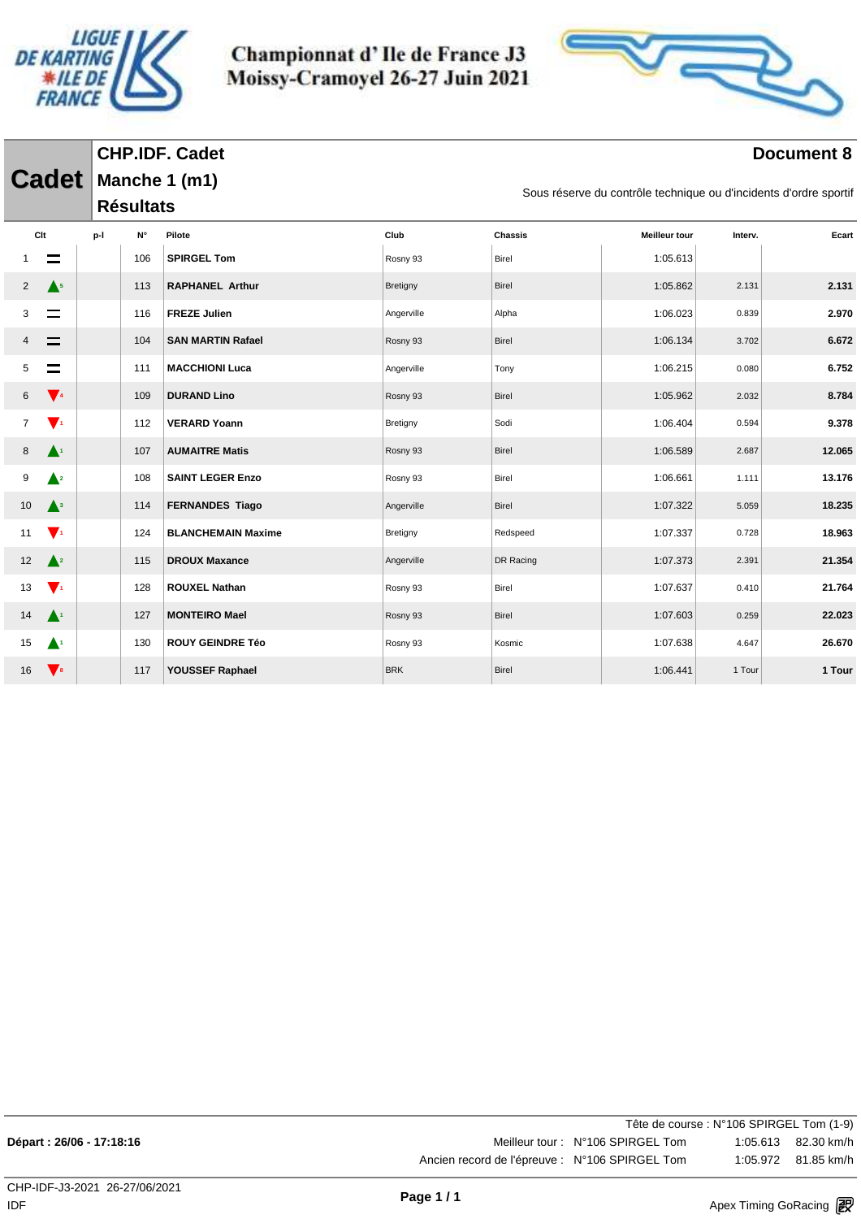# Championnat d' Ile de France J3
## Moissy-Cramoyel 26-27 Juin 2021

**Cadet** — **CHP.IDF. Cadet**
**Manche 1 (m1)**
**Résultats**

**Document 8**

Sous réserve du contrôle technique ou d'incidents d'ordre sportif

| Clt | | p-l | N° | Pilote | Club | Chassis | Meilleur tour | Interv. | Ecart |
|---|---|---|---|---|---|---|---|---|---|
| 1 | = | | 106 | **SPIRGEL Tom** | Rosny 93 | Birel | 1:05.613 | | |
| 2 | ▲5 | | 113 | **RAPHANEL Arthur** | Bretigny | Birel | 1:05.862 | 2.131 | **2.131** |
| 3 | = | | 116 | **FREZE Julien** | Angerville | Alpha | 1:06.023 | 0.839 | **2.970** |
| 4 | = | | 104 | **SAN MARTIN Rafael** | Rosny 93 | Birel | 1:06.134 | 3.702 | **6.672** |
| 5 | = | | 111 | **MACCHIONI Luca** | Angerville | Tony | 1:06.215 | 0.080 | **6.752** |
| 6 | ▼4 | | 109 | **DURAND Lino** | Rosny 93 | Birel | 1:05.962 | 2.032 | **8.784** |
| 7 | ▼1 | | 112 | **VERARD Yoann** | Bretigny | Sodi | 1:06.404 | 0.594 | **9.378** |
| 8 | ▲1 | | 107 | **AUMAITRE Matis** | Rosny 93 | Birel | 1:06.589 | 2.687 | **12.065** |
| 9 | ▲2 | | 108 | **SAINT LEGER Enzo** | Rosny 93 | Birel | 1:06.661 | 1.111 | **13.176** |
| 10 | ▲3 | | 114 | **FERNANDES Tiago** | Angerville | Birel | 1:07.322 | 5.059 | **18.235** |
| 11 | ▼1 | | 124 | **BLANCHEMAIN Maxime** | Bretigny | Redspeed | 1:07.337 | 0.728 | **18.963** |
| 12 | ▲2 | | 115 | **DROUX Maxance** | Angerville | DR Racing | 1:07.373 | 2.391 | **21.354** |
| 13 | ▼1 | | 128 | **ROUXEL Nathan** | Rosny 93 | Birel | 1:07.637 | 0.410 | **21.764** |
| 14 | ▲1 | | 127 | **MONTEIRO Mael** | Rosny 93 | Birel | 1:07.603 | 0.259 | **22.023** |
| 15 | ▲1 | | 130 | **ROUY GEINDRE Téo** | Rosny 93 | Kosmic | 1:07.638 | 4.647 | **26.670** |
| 16 | ▼8 | | 117 | **YOUSSEF Raphael** | BRK | Birel | 1:06.441 | 1 Tour | **1 Tour** |

Tête de course : N°106 SPIRGEL Tom (1-9)

**Départ : 26/06 - 17:18:16**

Meilleur tour : N°106 SPIRGEL Tom 1:05.613 82.30 km/h

Ancien record de l'épreuve : N°106 SPIRGEL Tom 1:05.972 81.85 km/h

CHP-IDF-J3-2021 26-27/06/2021
IDF

Apex Timing GoRacing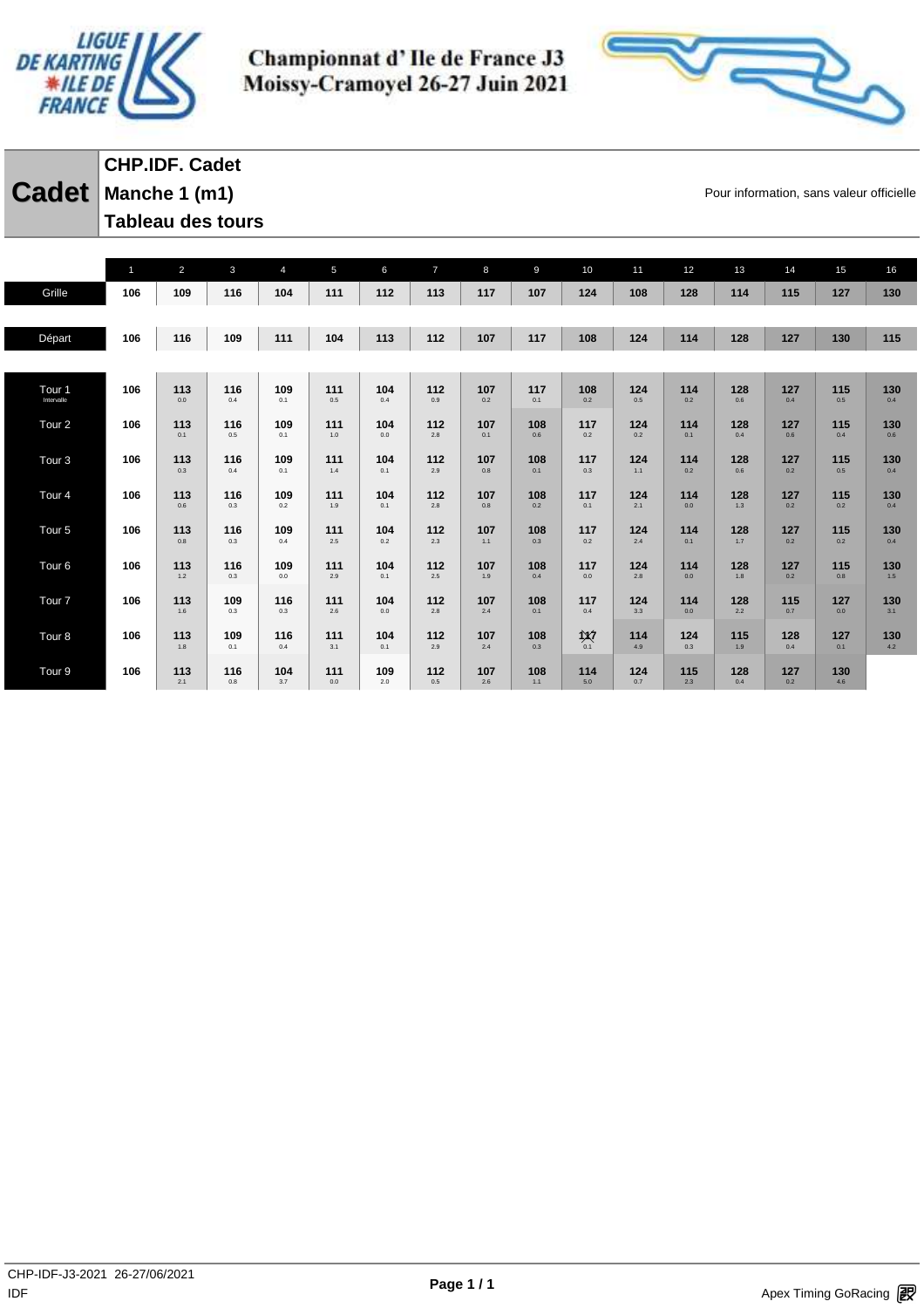**Championnat d' Ile de France J3**
**Moissy-Cramoyel 26-27 Juin 2021**

# Cadet

**CHP.IDF. Cadet**
**Manche 1 (m1)**
**Tableau des tours**

Pour information, sans valeur officielle

| | 1 | 2 | 3 | 4 | 5 | 6 | 7 | 8 | 9 | 10 | 11 | 12 | 13 | 14 | 15 | 16 |
|---|---|---|---|---|---|---|---|---|---|---|---|---|---|---|---|---|
| Grille | 106 | 109 | 116 | 104 | 111 | 112 | 113 | 117 | 107 | 124 | 108 | 128 | 114 | 115 | 127 | 130 |
| Départ | 106 | 116 | 109 | 111 | 104 | 113 | 112 | 107 | 117 | 108 | 124 | 114 | 128 | 127 | 130 | 115 |
| Tour 1 Intervalle | 106 | 113 0.0 | 116 0.4 | 109 0.1 | 111 0.5 | 104 0.4 | 112 0.9 | 107 0.2 | 117 0.1 | 108 0.2 | 124 0.5 | 114 0.2 | 128 0.6 | 127 0.4 | 115 0.5 | 130 0.4 |
| Tour 2 | 106 | 113 0.1 | 116 0.5 | 109 0.1 | 111 1.0 | 104 0.0 | 112 2.8 | 107 0.1 | 108 0.6 | 117 0.2 | 124 0.2 | 114 0.1 | 128 0.4 | 127 0.6 | 115 0.4 | 130 0.6 |
| Tour 3 | 106 | 113 0.3 | 116 0.4 | 109 0.1 | 111 1.4 | 104 0.1 | 112 2.9 | 107 0.8 | 108 0.1 | 117 0.3 | 124 1.1 | 114 0.2 | 128 0.6 | 127 0.2 | 115 0.5 | 130 0.4 |
| Tour 4 | 106 | 113 0.6 | 116 0.3 | 109 0.2 | 111 1.9 | 104 0.1 | 112 2.8 | 107 0.8 | 108 0.2 | 117 0.1 | 124 2.1 | 114 0.0 | 128 1.3 | 127 0.2 | 115 0.2 | 130 0.4 |
| Tour 5 | 106 | 113 0.8 | 116 0.3 | 109 0.4 | 111 2.5 | 104 0.2 | 112 2.3 | 107 1.1 | 108 0.3 | 117 0.2 | 124 2.4 | 114 0.1 | 128 1.7 | 127 0.2 | 115 0.2 | 130 0.4 |
| Tour 6 | 106 | 113 1.2 | 116 0.3 | 109 0.0 | 111 2.9 | 104 0.1 | 112 2.5 | 107 1.9 | 108 0.4 | 117 0.0 | 124 2.8 | 114 0.0 | 128 1.8 | 127 0.2 | 115 0.8 | 130 1.5 |
| Tour 7 | 106 | 113 1.6 | 109 0.3 | 116 0.3 | 111 2.6 | 104 0.0 | 112 2.8 | 107 2.4 | 108 0.1 | 117 0.4 | 124 3.3 | 114 0.0 | 128 2.2 | 115 0.7 | 127 0.0 | 130 3.1 |
| Tour 8 | 106 | 113 1.8 | 109 0.1 | 116 0.4 | 111 3.1 | 104 0.1 | 112 2.9 | 107 2.4 | 108 0.3 | 117 0.1 | 114 4.9 | 124 0.3 | 115 1.9 | 128 0.4 | 127 0.1 | 130 4.2 |
| Tour 9 | 106 | 113 2.1 | 116 0.8 | 104 3.7 | 111 0.0 | 109 2.0 | 112 0.5 | 107 2.6 | 108 1.1 | 114 5.0 | 124 0.7 | 115 2.3 | 128 0.4 | 127 0.2 | 130 4.6 | |

CHP-IDF-J3-2021 26-27/06/2021
IDF

Apex Timing GoRacing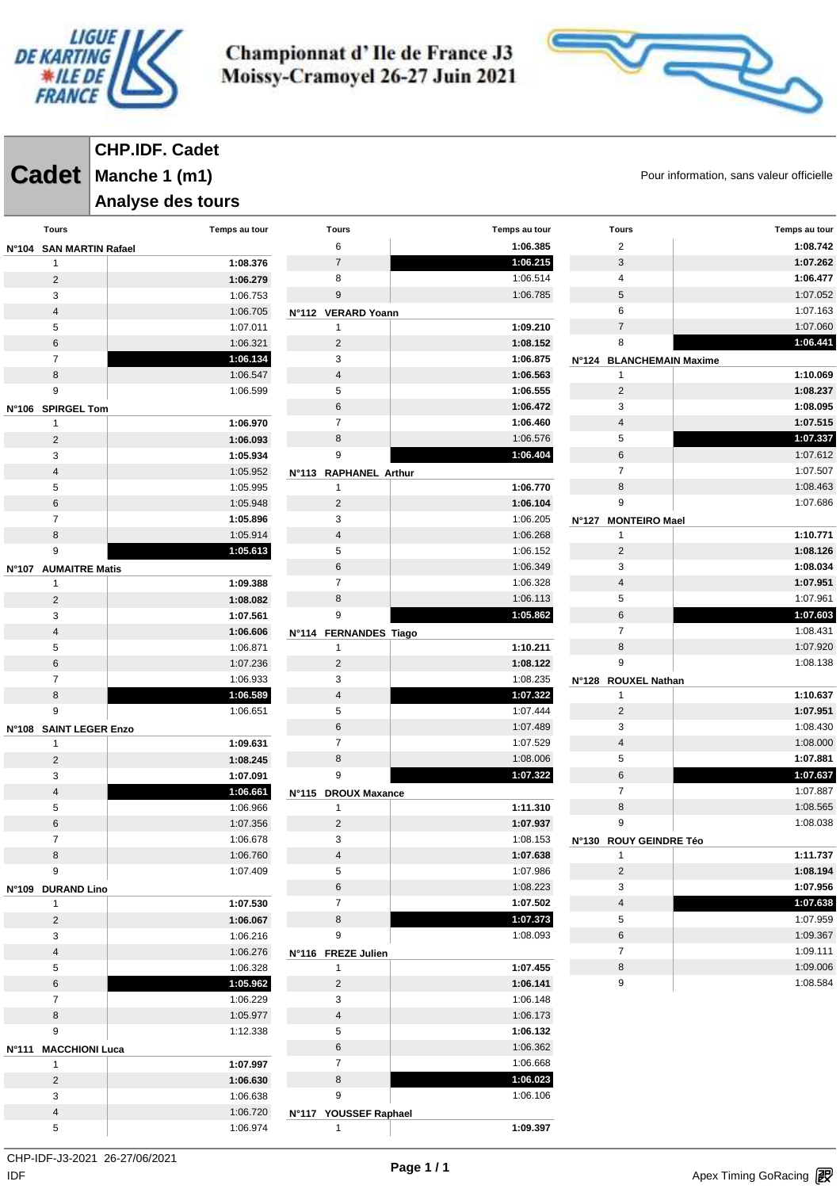# Championnat d' Ile de France J3
# Moissy-Cramoyel 26-27 Juin 2021

## Cadet

**CHP.IDF. Cadet**
**Manche 1 (m1)**
**Analyse des tours**

Pour information, sans valeur officielle

| Tours | Temps au tour |
|---|---|
| **N°104 SAN MARTIN Rafael** | |
| 1 | **1:08.376** |
| 2 | **1:06.279** |
| 3 | 1:06.753 |
| 4 | 1:06.705 |
| 5 | 1:07.011 |
| 6 | 1:06.321 |
| 7 | **1:06.134** |
| 8 | 1:06.547 |
| 9 | 1:06.599 |
| **N°106 SPIRGEL Tom** | |
| 1 | **1:06.970** |
| 2 | **1:06.093** |
| 3 | **1:05.934** |
| 4 | 1:05.952 |
| 5 | 1:05.995 |
| 6 | 1:05.948 |
| 7 | **1:05.896** |
| 8 | 1:05.914 |
| 9 | **1:05.613** |
| **N°107 AUMAITRE Matis** | |
| 1 | **1:09.388** |
| 2 | **1:08.082** |
| 3 | **1:07.561** |
| 4 | **1:06.606** |
| 5 | 1:06.871 |
| 6 | 1:07.236 |
| 7 | 1:06.933 |
| 8 | **1:06.589** |
| 9 | 1:06.651 |
| **N°108 SAINT LEGER Enzo** | |
| 1 | **1:09.631** |
| 2 | **1:08.245** |
| 3 | **1:07.091** |
| 4 | **1:06.661** |
| 5 | 1:06.966 |
| 6 | 1:07.356 |
| 7 | 1:06.678 |
| 8 | 1:06.760 |
| 9 | 1:07.409 |
| **N°109 DURAND Lino** | |
| 1 | **1:07.530** |
| 2 | **1:06.067** |
| 3 | 1:06.216 |
| 4 | 1:06.276 |
| 5 | 1:06.328 |
| 6 | **1:05.962** |
| 7 | 1:06.229 |
| 8 | 1:05.977 |
| 9 | 1:12.338 |
| **N°111 MACCHIONI Luca** | |
| 1 | **1:07.997** |
| 2 | **1:06.630** |
| 3 | 1:06.638 |
| 4 | 1:06.720 |
| 5 | 1:06.974 |
| 6 | **1:06.385** |
| 7 | **1:06.215** |
| 8 | 1:06.514 |
| 9 | 1:06.785 |
| **N°112 VERARD Yoann** | |
| 1 | **1:09.210** |
| 2 | **1:08.152** |
| 3 | **1:06.875** |
| 4 | **1:06.563** |
| 5 | **1:06.555** |
| 6 | **1:06.472** |
| 7 | **1:06.460** |
| 8 | 1:06.576 |
| 9 | **1:06.404** |
| **N°113 RAPHANEL Arthur** | |
| 1 | **1:06.770** |
| 2 | **1:06.104** |
| 3 | 1:06.205 |
| 4 | 1:06.268 |
| 5 | 1:06.152 |
| 6 | 1:06.349 |
| 7 | 1:06.328 |
| 8 | 1:06.113 |
| 9 | **1:05.862** |
| **N°114 FERNANDES Tiago** | |
| 1 | **1:10.211** |
| 2 | **1:08.122** |
| 3 | 1:08.235 |
| 4 | **1:07.322** |
| 5 | 1:07.444 |
| 6 | 1:07.489 |
| 7 | 1:07.529 |
| 8 | 1:08.006 |
| 9 | **1:07.322** |
| **N°115 DROUX Maxance** | |
| 1 | **1:11.310** |
| 2 | **1:07.937** |
| 3 | 1:08.153 |
| 4 | **1:07.638** |
| 5 | 1:07.986 |
| 6 | 1:08.223 |
| 7 | **1:07.502** |
| 8 | **1:07.373** |
| 9 | 1:08.093 |
| **N°116 FREZE Julien** | |
| 1 | **1:07.455** |
| 2 | **1:06.141** |
| 3 | 1:06.148 |
| 4 | 1:06.173 |
| 5 | **1:06.132** |
| 6 | 1:06.362 |
| 7 | 1:06.668 |
| 8 | **1:06.023** |
| 9 | 1:06.106 |
| **N°117 YOUSSEF Raphael** | |
| 1 | **1:09.397** |
| 2 | **1:08.742** |
| 3 | **1:07.262** |
| 4 | **1:06.477** |
| 5 | 1:07.052 |
| 6 | 1:07.163 |
| 7 | 1:07.060 |
| 8 | **1:06.441** |
| **N°124 BLANCHEMAIN Maxime** | |
| 1 | **1:10.069** |
| 2 | **1:08.237** |
| 3 | **1:08.095** |
| 4 | **1:07.515** |
| 5 | **1:07.337** |
| 6 | 1:07.612 |
| 7 | 1:07.507 |
| 8 | 1:08.463 |
| 9 | 1:07.686 |
| **N°127 MONTEIRO Mael** | |
| 1 | **1:10.771** |
| 2 | **1:08.126** |
| 3 | **1:08.034** |
| 4 | **1:07.951** |
| 5 | 1:07.961 |
| 6 | **1:07.603** |
| 7 | 1:08.431 |
| 8 | 1:07.920 |
| 9 | 1:08.138 |
| **N°128 ROUXEL Nathan** | |
| 1 | **1:10.637** |
| 2 | **1:07.951** |
| 3 | 1:08.430 |
| 4 | 1:08.000 |
| 5 | **1:07.881** |
| 6 | **1:07.637** |
| 7 | 1:07.887 |
| 8 | 1:08.565 |
| 9 | 1:08.038 |
| **N°130 ROUY GEINDRE Téo** | |
| 1 | **1:11.737** |
| 2 | **1:08.194** |
| 3 | **1:07.956** |
| 4 | **1:07.638** |
| 5 | 1:07.959 |
| 6 | 1:09.367 |
| 7 | 1:09.111 |
| 8 | 1:09.006 |
| 9 | 1:08.584 |

CHP-IDF-J3-2021 26-27/06/2021
IDF

Apex Timing GoRacing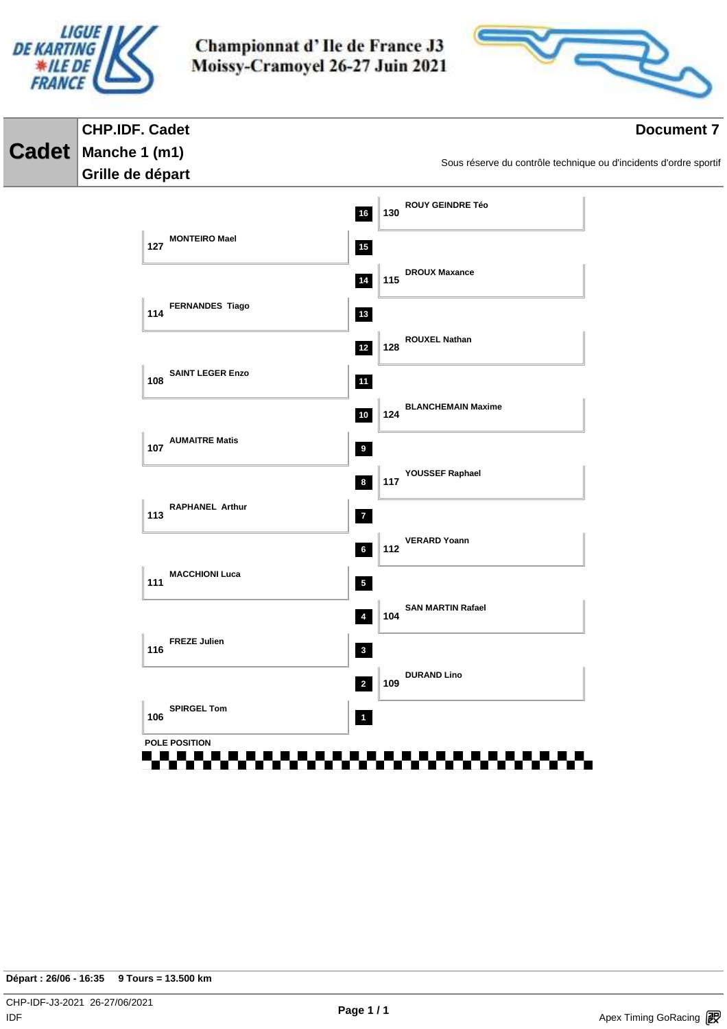# Championnat d' Ile de France J3
## Moissy-Cramoyel 26-27 Juin 2021

**Cadet**

**CHP.IDF. Cadet**

**Manche 1 (m1)**

**Grille de départ**

**Document 7**

Sous réserve du contrôle technique ou d'incidents d'ordre sportif

| Position | N° | Pilote |
|---|---|---|
| 1 | 106 | SPIRGEL Tom |
| 2 | 109 | DURAND Lino |
| 3 | 116 | FREZE Julien |
| 4 | 104 | SAN MARTIN Rafael |
| 5 | 111 | MACCHIONI Luca |
| 6 | 112 | VERARD Yoann |
| 7 | 113 | RAPHANEL Arthur |
| 8 | 117 | YOUSSEF Raphael |
| 9 | 107 | AUMAITRE Matis |
| 10 | 124 | BLANCHEMAIN Maxime |
| 11 | 108 | SAINT LEGER Enzo |
| 12 | 128 | ROUXEL Nathan |
| 13 | 114 | FERNANDES Tiago |
| 14 | 115 | DROUX Maxance |
| 15 | 127 | MONTEIRO Mael |
| 16 | 130 | ROUY GEINDRE Téo |

POLE POSITION

**Départ : 26/06 - 16:35 9 Tours = 13.500 km**

CHP-IDF-J3-2021 26-27/06/2021

IDF

Apex Timing GoRacing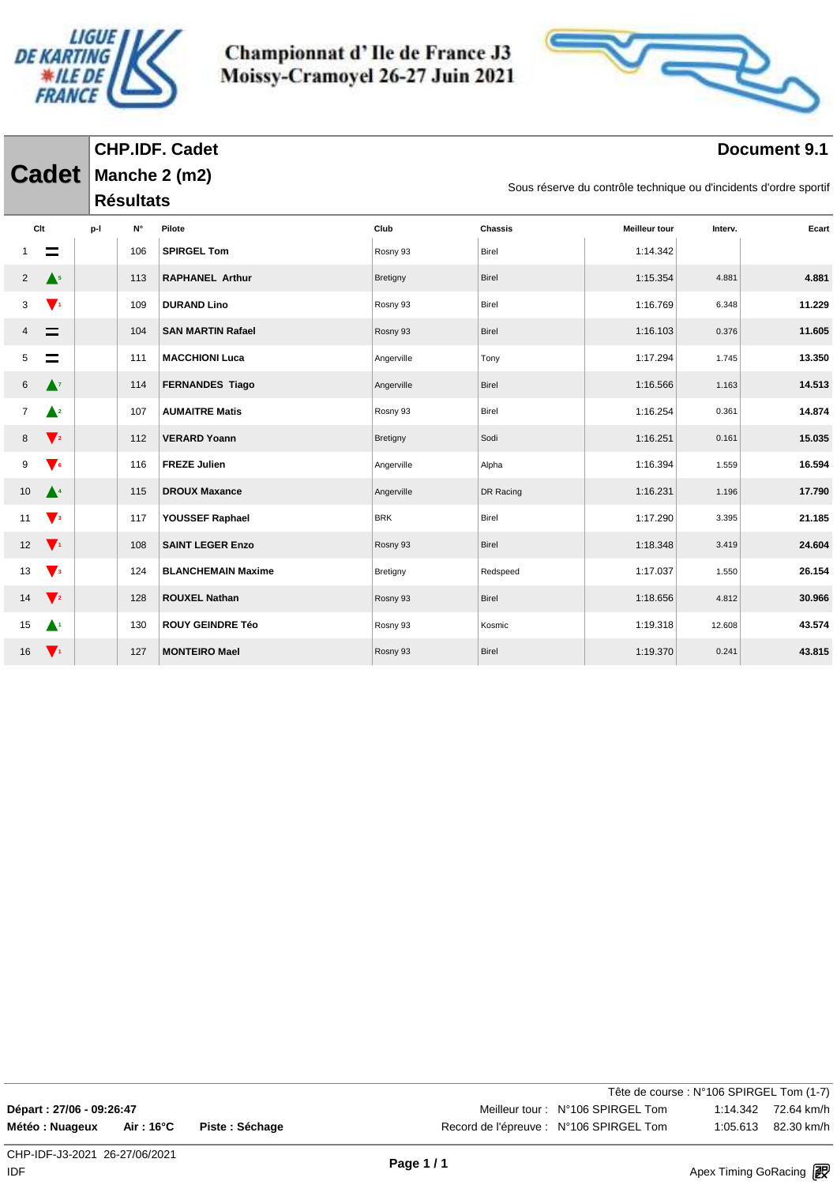# Championnat d' Ile de France J3
## Moissy-Cramoyel 26-27 Juin 2021

**Cadet**

**CHP.IDF. Cadet**
**Manche 2 (m2)**
**Résultats**

**Document 9.1**

Sous réserve du contrôle technique ou d'incidents d'ordre sportif

| Clt | | p-l | N° | Pilote | Club | Chassis | Meilleur tour | Interv. | Ecart |
|---|---|---|---|---|---|---|---|---|---|
| 1 | = | | 106 | **SPIRGEL Tom** | Rosny 93 | Birel | 1:14.342 | | |
| 2 | ▲5 | | 113 | **RAPHANEL Arthur** | Bretigny | Birel | 1:15.354 | 4.881 | **4.881** |
| 3 | ▼1 | | 109 | **DURAND Lino** | Rosny 93 | Birel | 1:16.769 | 6.348 | **11.229** |
| 4 | = | | 104 | **SAN MARTIN Rafael** | Rosny 93 | Birel | 1:16.103 | 0.376 | **11.605** |
| 5 | = | | 111 | **MACCHIONI Luca** | Angerville | Tony | 1:17.294 | 1.745 | **13.350** |
| 6 | ▲7 | | 114 | **FERNANDES Tiago** | Angerville | Birel | 1:16.566 | 1.163 | **14.513** |
| 7 | ▲2 | | 107 | **AUMAITRE Matis** | Rosny 93 | Birel | 1:16.254 | 0.361 | **14.874** |
| 8 | ▼2 | | 112 | **VERARD Yoann** | Bretigny | Sodi | 1:16.251 | 0.161 | **15.035** |
| 9 | ▼6 | | 116 | **FREZE Julien** | Angerville | Alpha | 1:16.394 | 1.559 | **16.594** |
| 10 | ▲4 | | 115 | **DROUX Maxance** | Angerville | DR Racing | 1:16.231 | 1.196 | **17.790** |
| 11 | ▼3 | | 117 | **YOUSSEF Raphael** | BRK | Birel | 1:17.290 | 3.395 | **21.185** |
| 12 | ▼1 | | 108 | **SAINT LEGER Enzo** | Rosny 93 | Birel | 1:18.348 | 3.419 | **24.604** |
| 13 | ▼3 | | 124 | **BLANCHEMAIN Maxime** | Bretigny | Redspeed | 1:17.037 | 1.550 | **26.154** |
| 14 | ▼2 | | 128 | **ROUXEL Nathan** | Rosny 93 | Birel | 1:18.656 | 4.812 | **30.966** |
| 15 | ▲1 | | 130 | **ROUY GEINDRE Téo** | Rosny 93 | Kosmic | 1:19.318 | 12.608 | **43.574** |
| 16 | ▼1 | | 127 | **MONTEIRO Mael** | Rosny 93 | Birel | 1:19.370 | 0.241 | **43.815** |

Tête de course : N°106 SPIRGEL Tom (1-7)

**Départ : 27/06 - 09:26:47**

**Météo : Nuageux** **Air : 16°C** **Piste : Séchage**

Meilleur tour : N°106 SPIRGEL Tom 1:14.342 72.64 km/h

Record de l'épreuve : N°106 SPIRGEL Tom 1:05.613 82.30 km/h

CHP-IDF-J3-2021 26-27/06/2021

IDF

Apex Timing GoRacing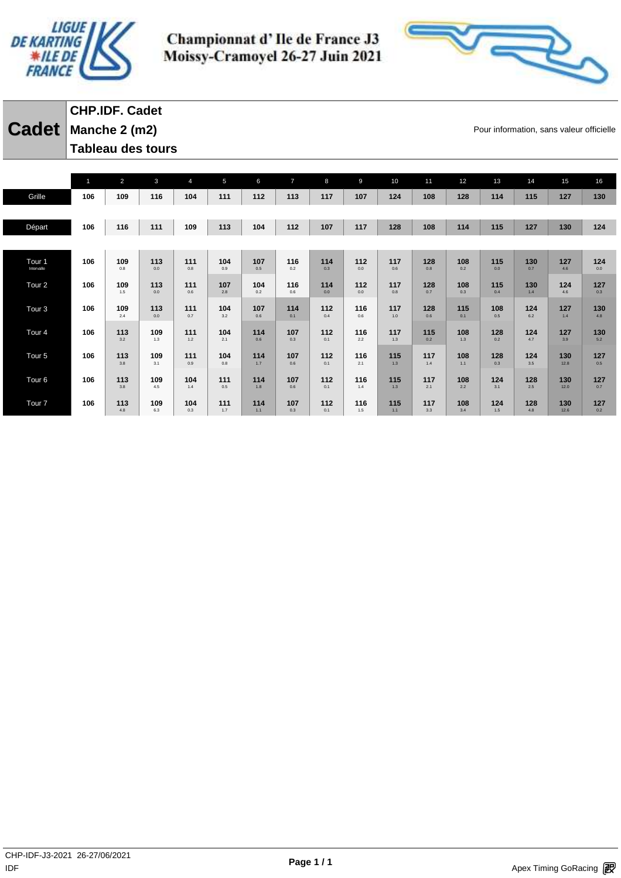# Championnat d' Ile de France J3
## Moissy-Cramoyel 26-27 Juin 2021

**Cadet**

**CHP.IDF. Cadet**
**Manche 2 (m2)**
**Tableau des tours**

Pour information, sans valeur officielle

| | 1 | 2 | 3 | 4 | 5 | 6 | 7 | 8 | 9 | 10 | 11 | 12 | 13 | 14 | 15 | 16 |
|---|---|---|---|---|---|---|---|---|---|---|---|---|---|---|---|---|
| Grille | 106 | 109 | 116 | 104 | 111 | 112 | 113 | 117 | 107 | 124 | 108 | 128 | 114 | 115 | 127 | 130 |
| Départ | 106 | 116 | 111 | 109 | 113 | 104 | 112 | 107 | 117 | 128 | 108 | 114 | 115 | 127 | 130 | 124 |
| Tour 1 Intervalle | 106 | 109 0.8 | 113 0.0 | 111 0.8 | 104 0.9 | 107 0.5 | 116 0.2 | 114 0.3 | 112 0.0 | 117 0.6 | 128 0.8 | 108 0.2 | 115 0.0 | 130 0.7 | 127 4.6 | 124 0.0 |
| Tour 2 | 106 | 109 1.5 | 113 0.0 | 111 0.6 | 107 2.8 | 104 0.2 | 116 0.6 | 114 0.0 | 112 0.0 | 117 0.8 | 128 0.7 | 108 0.3 | 115 0.4 | 130 1.4 | 124 4.6 | 127 0.3 |
| Tour 3 | 106 | 109 2.4 | 113 0.0 | 111 0.7 | 104 3.2 | 107 0.6 | 114 0.1 | 112 0.4 | 116 0.6 | 117 1.0 | 128 0.6 | 115 0.1 | 108 0.5 | 124 6.2 | 127 1.4 | 130 4.8 |
| Tour 4 | 106 | 113 3.2 | 109 1.3 | 111 1.2 | 104 2.1 | 114 0.6 | 107 0.3 | 112 0.1 | 116 2.2 | 117 1.3 | 115 0.2 | 108 1.3 | 128 0.2 | 124 4.7 | 127 3.9 | 130 5.2 |
| Tour 5 | 106 | 113 3.8 | 109 3.1 | 111 0.9 | 104 0.8 | 114 1.7 | 107 0.6 | 112 0.1 | 116 2.1 | 115 1.3 | 117 1.4 | 108 1.1 | 128 0.3 | 124 3.5 | 130 12.8 | 127 0.5 |
| Tour 6 | 106 | 113 3.8 | 109 4.5 | 111 1.4 | 104 0.5 | 114 1.8 | 107 0.6 | 112 0.1 | 116 1.4 | 115 1.3 | 117 2.1 | 108 2.2 | 124 3.1 | 128 2.5 | 130 12.0 | 127 0.7 |
| Tour 7 | 106 | 113 4.8 | 109 6.3 | 104 0.3 | 111 1.7 | 114 1.1 | 107 0.3 | 112 0.1 | 116 1.5 | 115 1.1 | 117 3.3 | 108 3.4 | 124 1.5 | 128 4.8 | 130 12.6 | 127 0.2 |

CHP-IDF-J3-2021 26-27/06/2021
IDF

Apex Timing GoRacing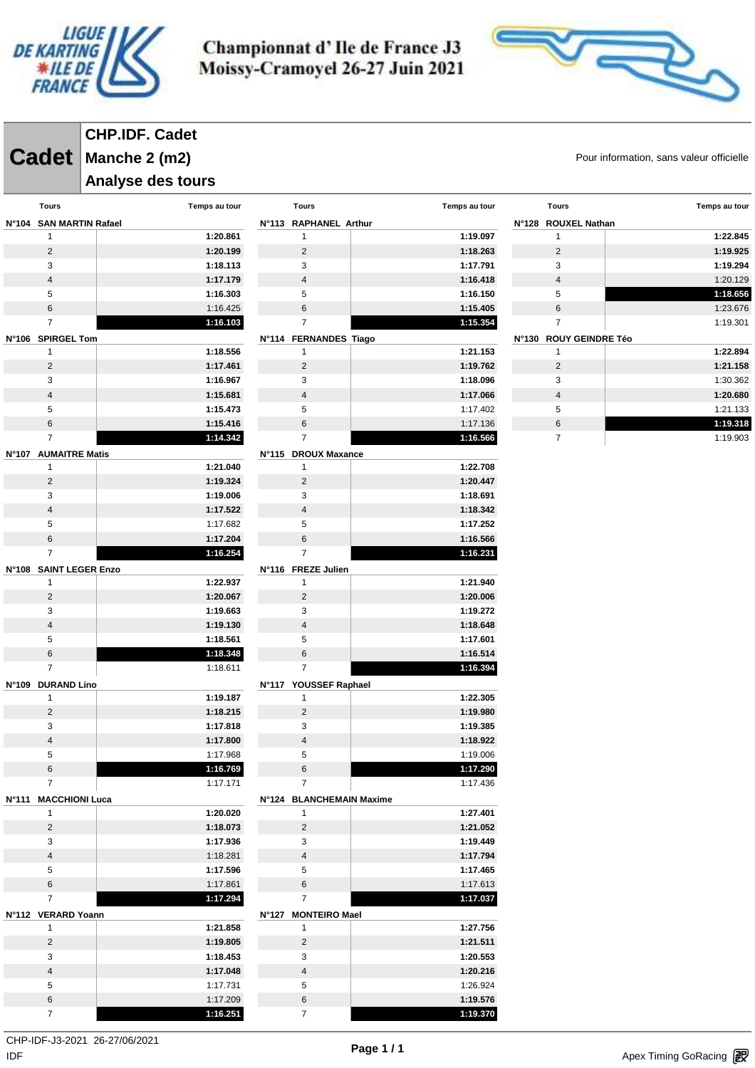# Championnat d' Ile de France J3
# Moissy-Cramoyel 26-27 Juin 2021

## Cadet

**CHP.IDF. Cadet**
**Manche 2 (m2)**
**Analyse des tours**

Pour information, sans valeur officielle

### N°104 SAN MARTIN Rafael

| Tours | Temps au tour |
|---|---|
| 1 | **1:20.861** |
| 2 | **1:20.199** |
| 3 | **1:18.113** |
| 4 | **1:17.179** |
| 5 | **1:16.303** |
| 6 | 1:16.425 |
| 7 | **1:16.103** |

### N°106 SPIRGEL Tom

| Tours | Temps au tour |
|---|---|
| 1 | **1:18.556** |
| 2 | **1:17.461** |
| 3 | **1:16.967** |
| 4 | **1:15.681** |
| 5 | **1:15.473** |
| 6 | **1:15.416** |
| 7 | **1:14.342** |

### N°107 AUMAITRE Matis

| Tours | Temps au tour |
|---|---|
| 1 | **1:21.040** |
| 2 | **1:19.324** |
| 3 | **1:19.006** |
| 4 | **1:17.522** |
| 5 | 1:17.682 |
| 6 | **1:17.204** |
| 7 | **1:16.254** |

### N°108 SAINT LEGER Enzo

| Tours | Temps au tour |
|---|---|
| 1 | **1:22.937** |
| 2 | **1:20.067** |
| 3 | **1:19.663** |
| 4 | **1:19.130** |
| 5 | **1:18.561** |
| 6 | **1:18.348** |
| 7 | 1:18.611 |

### N°109 DURAND Lino

| Tours | Temps au tour |
|---|---|
| 1 | **1:19.187** |
| 2 | **1:18.215** |
| 3 | **1:17.818** |
| 4 | **1:17.800** |
| 5 | 1:17.968 |
| 6 | **1:16.769** |
| 7 | 1:17.171 |

### N°111 MACCHIONI Luca

| Tours | Temps au tour |
|---|---|
| 1 | **1:20.020** |
| 2 | **1:18.073** |
| 3 | **1:17.936** |
| 4 | 1:18.281 |
| 5 | **1:17.596** |
| 6 | 1:17.861 |
| 7 | **1:17.294** |

### N°112 VERARD Yoann

| Tours | Temps au tour |
|---|---|
| 1 | **1:21.858** |
| 2 | **1:19.805** |
| 3 | **1:18.453** |
| 4 | **1:17.048** |
| 5 | 1:17.731 |
| 6 | 1:17.209 |
| 7 | **1:16.251** |

### N°113 RAPHANEL Arthur

| Tours | Temps au tour |
|---|---|
| 1 | **1:19.097** |
| 2 | **1:18.263** |
| 3 | **1:17.791** |
| 4 | **1:16.418** |
| 5 | **1:16.150** |
| 6 | **1:15.405** |
| 7 | **1:15.354** |

### N°114 FERNANDES Tiago

| Tours | Temps au tour |
|---|---|
| 1 | **1:21.153** |
| 2 | **1:19.762** |
| 3 | **1:18.096** |
| 4 | **1:17.066** |
| 5 | 1:17.402 |
| 6 | 1:17.136 |
| 7 | **1:16.566** |

### N°115 DROUX Maxance

| Tours | Temps au tour |
|---|---|
| 1 | **1:22.708** |
| 2 | **1:20.447** |
| 3 | **1:18.691** |
| 4 | **1:18.342** |
| 5 | **1:17.252** |
| 6 | **1:16.566** |
| 7 | **1:16.231** |

### N°116 FREZE Julien

| Tours | Temps au tour |
|---|---|
| 1 | **1:21.940** |
| 2 | **1:20.006** |
| 3 | **1:19.272** |
| 4 | **1:18.648** |
| 5 | **1:17.601** |
| 6 | **1:16.514** |
| 7 | **1:16.394** |

### N°117 YOUSSEF Raphael

| Tours | Temps au tour |
|---|---|
| 1 | **1:22.305** |
| 2 | **1:19.980** |
| 3 | **1:19.385** |
| 4 | **1:18.922** |
| 5 | 1:19.006 |
| 6 | **1:17.290** |
| 7 | 1:17.436 |

### N°124 BLANCHEMAIN Maxime

| Tours | Temps au tour |
|---|---|
| 1 | **1:27.401** |
| 2 | **1:21.052** |
| 3 | **1:19.449** |
| 4 | **1:17.794** |
| 5 | **1:17.465** |
| 6 | 1:17.613 |
| 7 | **1:17.037** |

### N°127 MONTEIRO Mael

| Tours | Temps au tour |
|---|---|
| 1 | **1:27.756** |
| 2 | **1:21.511** |
| 3 | **1:20.553** |
| 4 | **1:20.216** |
| 5 | 1:26.924 |
| 6 | **1:19.576** |
| 7 | **1:19.370** |

### N°128 ROUXEL Nathan

| Tours | Temps au tour |
|---|---|
| 1 | **1:22.845** |
| 2 | **1:19.925** |
| 3 | **1:19.294** |
| 4 | 1:20.129 |
| 5 | **1:18.656** |
| 6 | 1:23.676 |
| 7 | 1:19.301 |

### N°130 ROUY GEINDRE Téo

| Tours | Temps au tour |
|---|---|
| 1 | **1:22.894** |
| 2 | **1:21.158** |
| 3 | 1:30.362 |
| 4 | **1:20.680** |
| 5 | 1:21.133 |
| 6 | **1:19.318** |
| 7 | 1:19.903 |

CHP-IDF-J3-2021 26-27/06/2021
IDF

Apex Timing GoRacing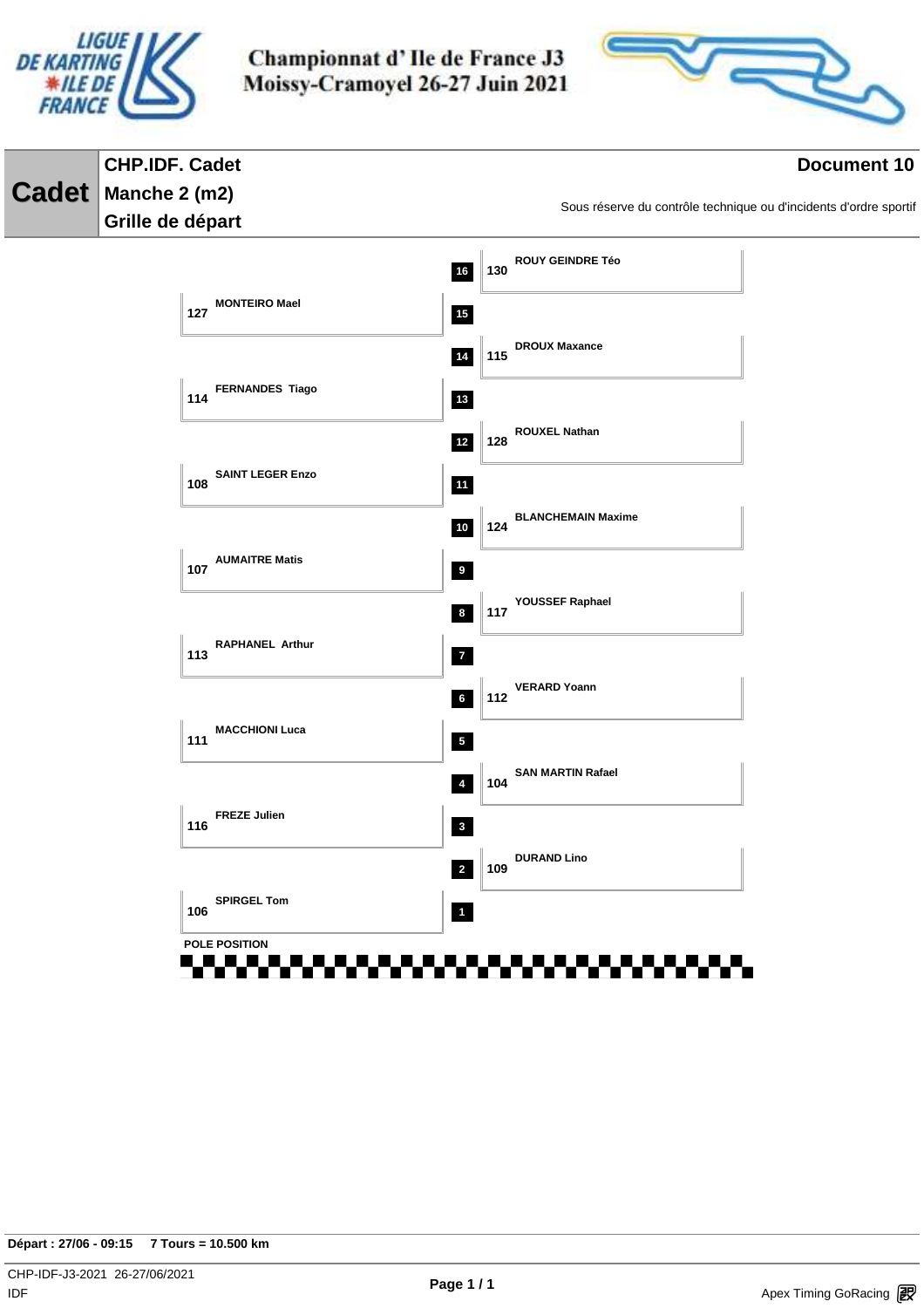# Championnat d' Ile de France J3
# Moissy-Cramoyel 26-27 Juin 2021

**Cadet**

**CHP.IDF. Cadet**
**Manche 2 (m2)**
**Grille de départ**

**Document 10**

Sous réserve du contrôle technique ou d'incidents d'ordre sportif

| Position | N° | Pilote |
|---|---|---|
| 16 | 130 | ROUY GEINDRE Téo |
| 15 | 127 | MONTEIRO Mael |
| 14 | 115 | DROUX Maxance |
| 13 | 114 | FERNANDES Tiago |
| 12 | 128 | ROUXEL Nathan |
| 11 | 108 | SAINT LEGER Enzo |
| 10 | 124 | BLANCHEMAIN Maxime |
| 9 | 107 | AUMAITRE Matis |
| 8 | 117 | YOUSSEF Raphael |
| 7 | 113 | RAPHANEL Arthur |
| 6 | 112 | VERARD Yoann |
| 5 | 111 | MACCHIONI Luca |
| 4 | 104 | SAN MARTIN Rafael |
| 3 | 116 | FREZE Julien |
| 2 | 109 | DURAND Lino |
| 1 | 106 | SPIRGEL Tom |

POLE POSITION

**Départ : 27/06 - 09:15 7 Tours = 10.500 km**

CHP-IDF-J3-2021 26-27/06/2021
IDF

Apex Timing GoRacing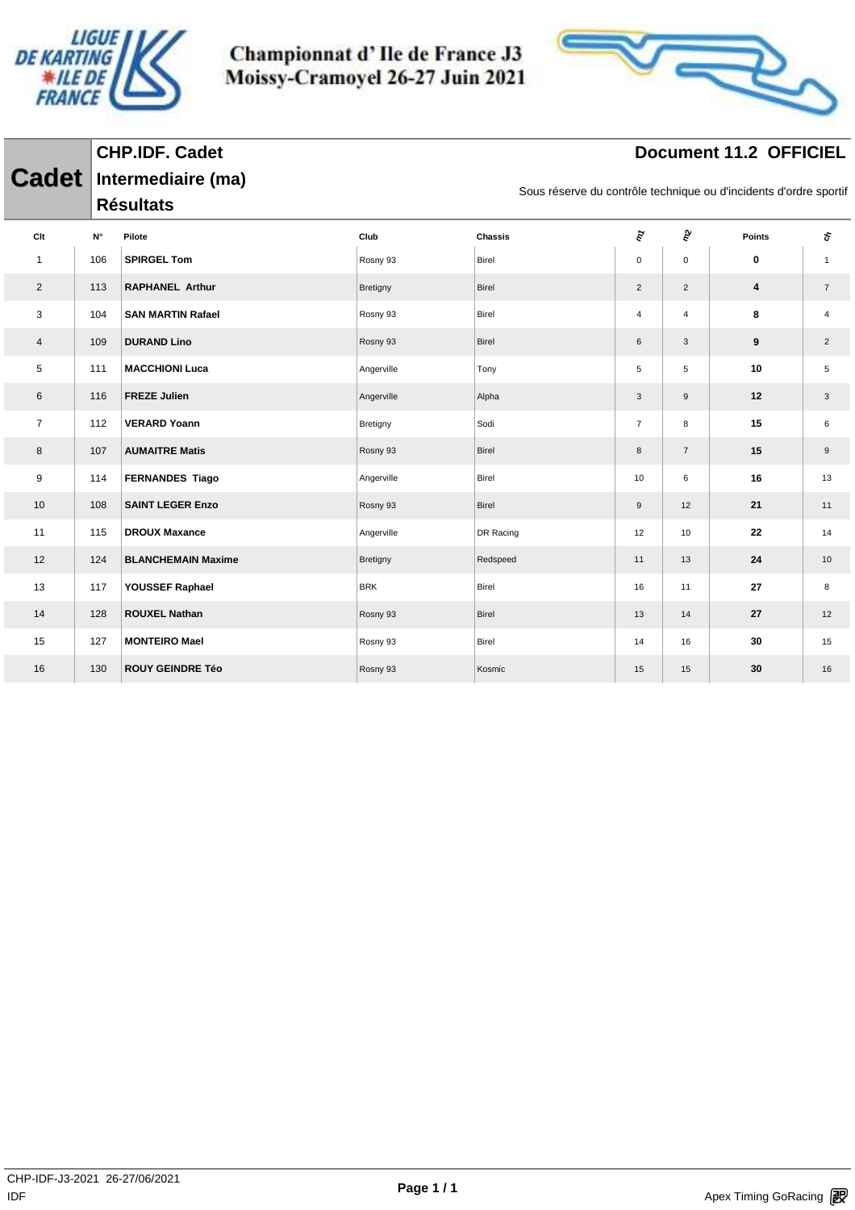# Championnat d' Ile de France J3
# Moissy-Cramoyel 26-27 Juin 2021

**Cadet** | **CHP.IDF. Cadet Intermediaire (ma) Résultats**

**Document 11.2 OFFICIEL**

Sous réserve du contrôle technique ou d'incidents d'ordre sportif

| Clt | N° | Pilote | Club | Chassis | m1 | m2 | Points | ch |
|---|---|---|---|---|---|---|---|---|
| 1 | 106 | **SPIRGEL Tom** | Rosny 93 | Birel | 0 | 0 | **0** | 1 |
| 2 | 113 | **RAPHANEL Arthur** | Bretigny | Birel | 2 | 2 | **4** | 7 |
| 3 | 104 | **SAN MARTIN Rafael** | Rosny 93 | Birel | 4 | 4 | **8** | 4 |
| 4 | 109 | **DURAND Lino** | Rosny 93 | Birel | 6 | 3 | **9** | 2 |
| 5 | 111 | **MACCHIONI Luca** | Angerville | Tony | 5 | 5 | **10** | 5 |
| 6 | 116 | **FREZE Julien** | Angerville | Alpha | 3 | 9 | **12** | 3 |
| 7 | 112 | **VERARD Yoann** | Bretigny | Sodi | 7 | 8 | **15** | 6 |
| 8 | 107 | **AUMAITRE Matis** | Rosny 93 | Birel | 8 | 7 | **15** | 9 |
| 9 | 114 | **FERNANDES Tiago** | Angerville | Birel | 10 | 6 | **16** | 13 |
| 10 | 108 | **SAINT LEGER Enzo** | Rosny 93 | Birel | 9 | 12 | **21** | 11 |
| 11 | 115 | **DROUX Maxance** | Angerville | DR Racing | 12 | 10 | **22** | 14 |
| 12 | 124 | **BLANCHEMAIN Maxime** | Bretigny | Redspeed | 11 | 13 | **24** | 10 |
| 13 | 117 | **YOUSSEF Raphael** | BRK | Birel | 16 | 11 | **27** | 8 |
| 14 | 128 | **ROUXEL Nathan** | Rosny 93 | Birel | 13 | 14 | **27** | 12 |
| 15 | 127 | **MONTEIRO Mael** | Rosny 93 | Birel | 14 | 16 | **30** | 15 |
| 16 | 130 | **ROUY GEINDRE Téo** | Rosny 93 | Kosmic | 15 | 15 | **30** | 16 |

CHP-IDF-J3-2021 26-27/06/2021
IDF

Apex Timing GoRacing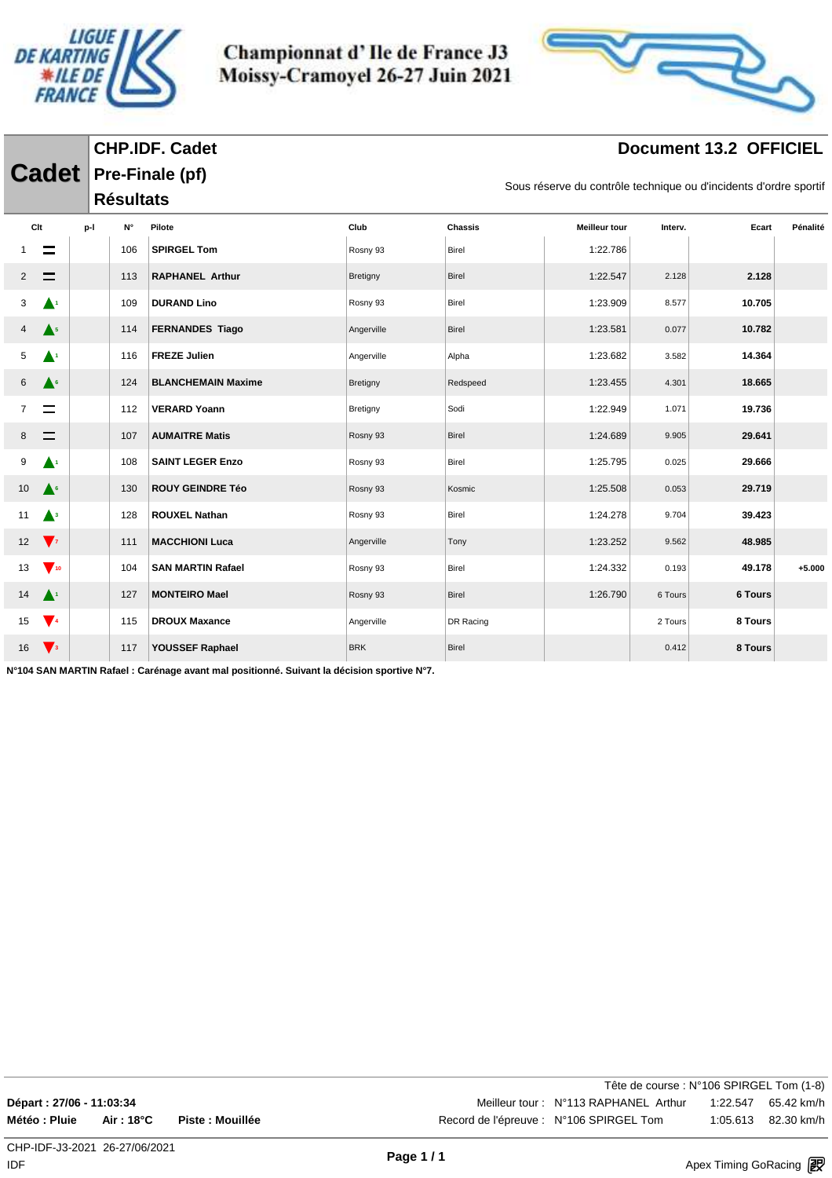# Championnat d' Ile de France J3
## Moissy-Cramoyel 26-27 Juin 2021

**Cadet**

**CHP.IDF. Cadet**
**Pre-Finale (pf)**
**Résultats**

**Document 13.2 OFFICIEL**

Sous réserve du contrôle technique ou d'incidents d'ordre sportif

| Clt | | p-l | N° | Pilote | Club | Chassis | Meilleur tour | Interv. | Ecart | Pénalité |
|---|---|---|---|---|---|---|---|---|---|---|
| 1 | = | | 106 | **SPIRGEL Tom** | Rosny 93 | Birel | 1:22.786 | | | |
| 2 | = | | 113 | **RAPHANEL Arthur** | Bretigny | Birel | 1:22.547 | 2.128 | **2.128** | |
| 3 | ▲1 | | 109 | **DURAND Lino** | Rosny 93 | Birel | 1:23.909 | 8.577 | **10.705** | |
| 4 | ▲5 | | 114 | **FERNANDES Tiago** | Angerville | Birel | 1:23.581 | 0.077 | **10.782** | |
| 5 | ▲1 | | 116 | **FREZE Julien** | Angerville | Alpha | 1:23.682 | 3.582 | **14.364** | |
| 6 | ▲6 | | 124 | **BLANCHEMAIN Maxime** | Bretigny | Redspeed | 1:23.455 | 4.301 | **18.665** | |
| 7 | = | | 112 | **VERARD Yoann** | Bretigny | Sodi | 1:22.949 | 1.071 | **19.736** | |
| 8 | = | | 107 | **AUMAITRE Matis** | Rosny 93 | Birel | 1:24.689 | 9.905 | **29.641** | |
| 9 | ▲1 | | 108 | **SAINT LEGER Enzo** | Rosny 93 | Birel | 1:25.795 | 0.025 | **29.666** | |
| 10 | ▲6 | | 130 | **ROUY GEINDRE Téo** | Rosny 93 | Kosmic | 1:25.508 | 0.053 | **29.719** | |
| 11 | ▲3 | | 128 | **ROUXEL Nathan** | Rosny 93 | Birel | 1:24.278 | 9.704 | **39.423** | |
| 12 | ▼7 | | 111 | **MACCHIONI Luca** | Angerville | Tony | 1:23.252 | 9.562 | **48.985** | |
| 13 | ▼10 | | 104 | **SAN MARTIN Rafael** | Rosny 93 | Birel | 1:24.332 | 0.193 | **49.178** | **+5.000** |
| 14 | ▲1 | | 127 | **MONTEIRO Mael** | Rosny 93 | Birel | 1:26.790 | 6 Tours | **6 Tours** | |
| 15 | ▼4 | | 115 | **DROUX Maxance** | Angerville | DR Racing | | 2 Tours | **8 Tours** | |
| 16 | ▼3 | | 117 | **YOUSSEF Raphael** | BRK | Birel | | 0.412 | **8 Tours** | |

**N°104 SAN MARTIN Rafael : Carénage avant mal positionné. Suivant la décision sportive N°7.**

Tête de course : N°106 SPIRGEL Tom (1-8)

**Départ : 27/06 - 11:03:34**

**Météo : Pluie** **Air : 18°C** **Piste : Mouillée**

Meilleur tour : N°113 RAPHANEL Arthur 1:22.547 65.42 km/h

Record de l'épreuve : N°106 SPIRGEL Tom 1:05.613 82.30 km/h

CHP-IDF-J3-2021 26-27/06/2021
IDF

Apex Timing GoRacing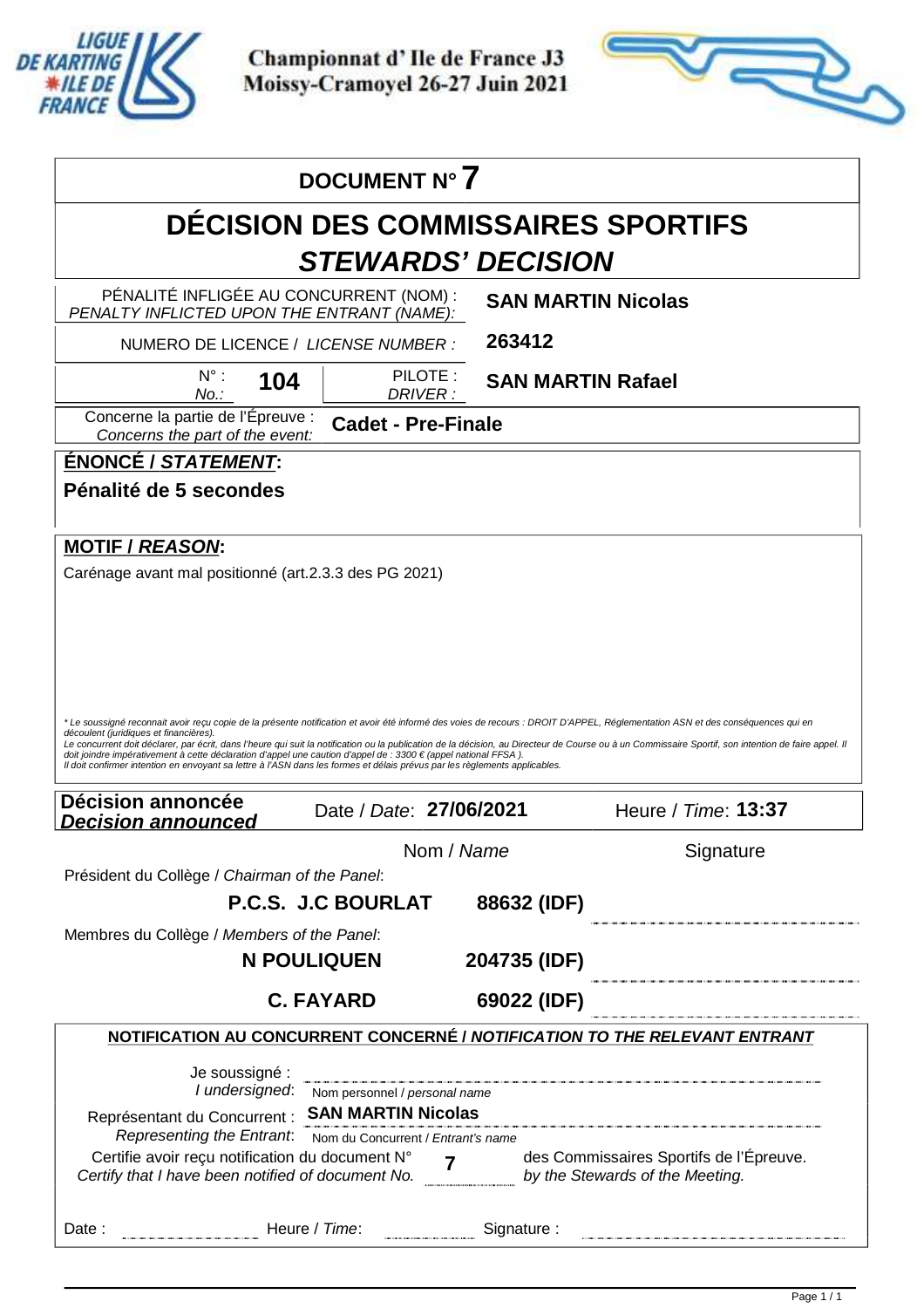**Championnat d' Ile de France J3**
**Moissy-Cramoyel 26-27 Juin 2021**

| DOCUMENT N° **7** | |
|---|---|
| **DÉCISION DES COMMISSAIRES SPORTIFS** | |
| ***STEWARDS' DECISION*** | |
| PÉNALITÉ INFLIGÉE AU CONCURRENT (NOM) : *PENALTY INFLICTED UPON THE ENTRANT (NAME):* | **SAN MARTIN Nicolas** |
| NUMERO DE LICENCE / *LICENSE NUMBER :* | **263412** |
| N° : *No.:* **104** — PILOTE : *DRIVER :* | **SAN MARTIN Rafael** |
| Concerne la partie de l'Épreuve : *Concerns the part of the event:* | **Cadet - Pre-Finale** |

**ÉNONCÉ / *STATEMENT*:**

**Pénalité de 5 secondes**

**MOTIF / *REASON*:**

Carénage avant mal positionné (art.2.3.3 des PG 2021)

*\* Le soussigné reconnait avoir reçu copie de la présente notification et avoir été informé des voies de recours : DROIT D'APPEL, Réglementation ASN et des conséquences qui en découlent (juridiques et financières).*
*Le concurrent doit déclarer, par écrit, dans l'heure qui suit la notification ou la publication de la décision, au Directeur de Course ou à un Commissaire Sportif, son intention de faire appel. Il doit joindre impérativement à cette déclaration d'appel une caution d'appel de : 3300 € (appel national FFSA ).*
*Il doit confirmer intention en envoyant sa lettre à l'ASN dans les formes et délais prévus par les règlements applicables.*

| **Décision annoncée** ***Decision announced*** | Date / *Date*: **27/06/2021** | Heure / *Time*: **13:37** |
|---|---|---|

| | Nom / *Name* | | Signature |
|---|---|---|---|
| Président du Collège / *Chairman of the Panel*: | **P.C.S. J.C BOURLAT** | **88632 (IDF)** | |
| Membres du Collège / *Members of the Panel*: | **N POULIQUEN** | **204735 (IDF)** | |
| | **C. FAYARD** | **69022 (IDF)** | |

**NOTIFICATION AU CONCURRENT CONCERNÉ / *NOTIFICATION TO THE RELEVANT ENTRANT***

Je soussigné : / *I undersigned*: ______________ Nom personnel / *personal name*

Représentant du Concurrent : / *Representing the Entrant*: **SAN MARTIN Nicolas** — Nom du Concurrent / *Entrant's name*

Certifie avoir reçu notification du document N° **7** des Commissaires Sportifs de l'Épreuve.
*Certify that I have been notified of document No.* **7** *by the Stewards of the Meeting.*

Date : ______________ Heure / *Time*: ______________ Signature : ______________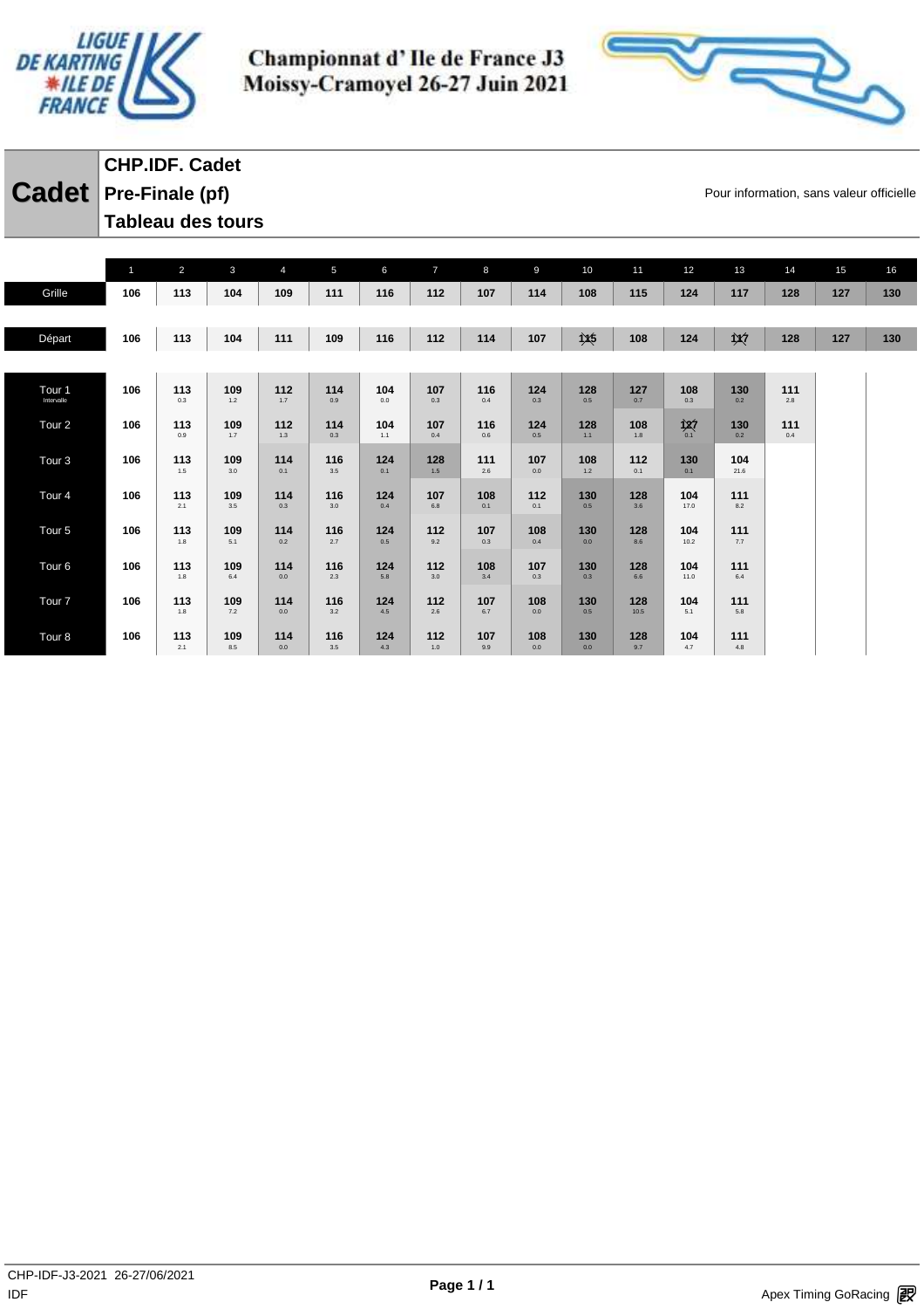# Championnat d' Ile de France J3
# Moissy-Cramoyel 26-27 Juin 2021

**Cadet**

**CHP.IDF. Cadet**
**Pre-Finale (pf)**
**Tableau des tours**

Pour information, sans valeur officielle

| | 1 | 2 | 3 | 4 | 5 | 6 | 7 | 8 | 9 | 10 | 11 | 12 | 13 | 14 | 15 | 16 |
|---|---|---|---|---|---|---|---|---|---|---|---|---|---|---|---|---|
| Grille | 106 | 113 | 104 | 109 | 111 | 116 | 112 | 107 | 114 | 108 | 115 | 124 | 117 | 128 | 127 | 130 |
| Départ | 106 | 113 | 104 | 111 | 109 | 116 | 112 | 114 | 107 | ~~115~~ | 108 | 124 | ~~117~~ | 128 | 127 | 130 |
| Tour 1 Intervalle | 106 | 113 0.3 | 109 1.2 | 112 1.7 | 114 0.9 | 104 0.0 | 107 0.3 | 116 0.4 | 124 0.3 | 128 0.5 | 127 0.7 | 108 0.3 | 130 0.2 | 111 2.8 | | |
| Tour 2 | 106 | 113 0.9 | 109 1.7 | 112 1.3 | 114 0.3 | 104 1.1 | 107 0.4 | 116 0.6 | 124 0.5 | 128 1.1 | 108 1.8 | ~~127~~ 0.1 | 130 0.2 | 111 0.4 | | |
| Tour 3 | 106 | 113 1.5 | 109 3.0 | 114 0.1 | 116 3.5 | 124 0.1 | 128 1.5 | 111 2.6 | 107 0.0 | 108 1.2 | 112 0.1 | 130 0.1 | 104 21.6 | | | |
| Tour 4 | 106 | 113 2.1 | 109 3.5 | 114 0.3 | 116 3.0 | 124 0.4 | 107 6.8 | 108 0.1 | 112 0.1 | 130 0.5 | 128 3.6 | 104 17.0 | 111 8.2 | | | |
| Tour 5 | 106 | 113 1.8 | 109 5.1 | 114 0.2 | 116 2.7 | 124 0.5 | 112 9.2 | 107 0.3 | 108 0.4 | 130 0.0 | 128 8.6 | 104 10.2 | 111 7.7 | | | |
| Tour 6 | 106 | 113 1.8 | 109 6.4 | 114 0.0 | 116 2.3 | 124 5.8 | 112 3.0 | 108 3.4 | 107 0.3 | 130 0.3 | 128 6.6 | 104 11.0 | 111 6.4 | | | |
| Tour 7 | 106 | 113 1.8 | 109 7.2 | 114 0.0 | 116 3.2 | 124 4.5 | 112 2.6 | 107 6.7 | 108 0.0 | 130 0.5 | 128 10.5 | 104 5.1 | 111 5.8 | | | |
| Tour 8 | 106 | 113 2.1 | 109 8.5 | 114 0.0 | 116 3.5 | 124 4.3 | 112 1.0 | 107 9.9 | 108 0.0 | 130 0.0 | 128 9.7 | 104 4.7 | 111 4.8 | | | |

CHP-IDF-J3-2021 26-27/06/2021
IDF

Apex Timing GoRacing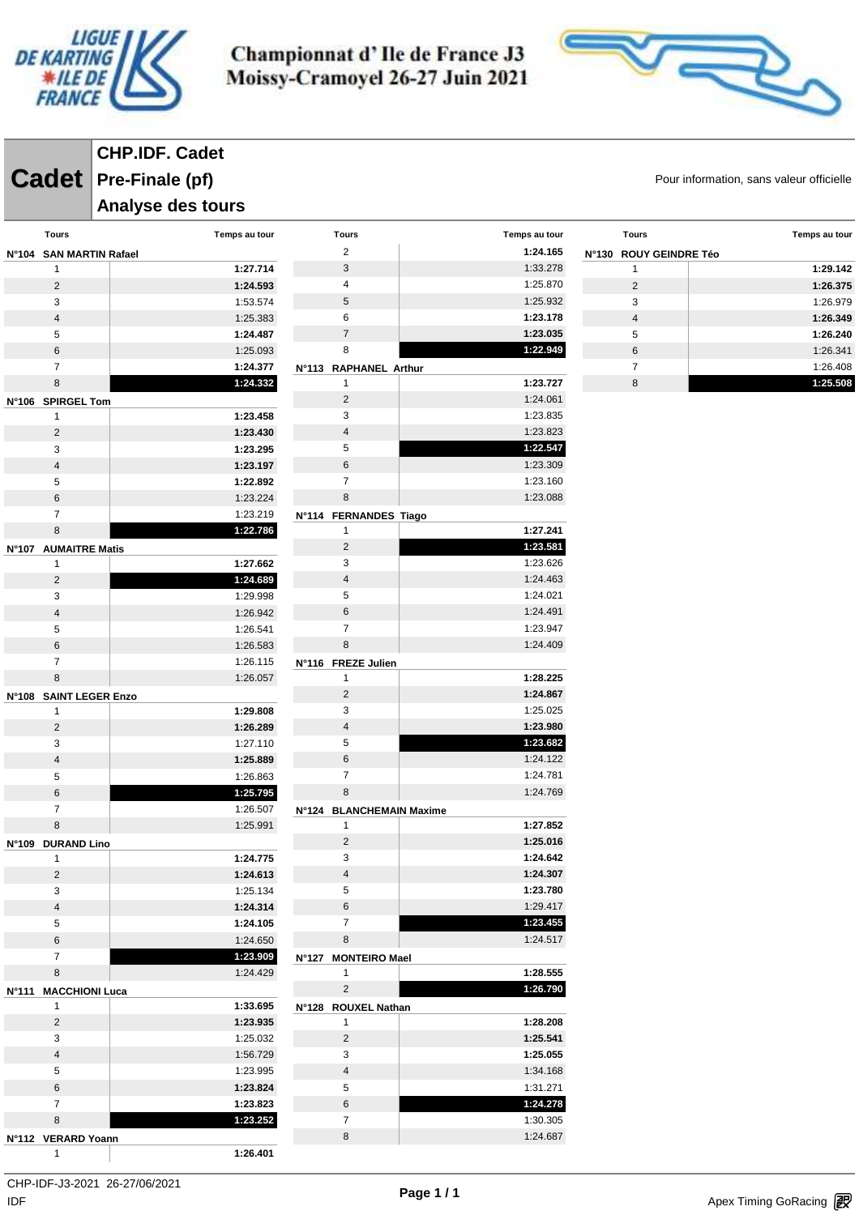# Championnat d' Ile de France J3
# Moissy-Cramoyel 26-27 Juin 2021

**Cadet**

## CHP.IDF. Cadet
## Pre-Finale (pf)
## Analyse des tours

Pour information, sans valeur officielle

| Tours | Temps au tour |
|---|---|
| **N°104 SAN MARTIN Rafael** | |
| 1 | **1:27.714** |
| 2 | **1:24.593** |
| 3 | 1:53.574 |
| 4 | 1:25.383 |
| 5 | **1:24.487** |
| 6 | 1:25.093 |
| 7 | **1:24.377** |
| 8 | **1:24.332** |
| **N°106 SPIRGEL Tom** | |
| 1 | **1:23.458** |
| 2 | **1:23.430** |
| 3 | **1:23.295** |
| 4 | **1:23.197** |
| 5 | **1:22.892** |
| 6 | 1:23.224 |
| 7 | 1:23.219 |
| 8 | **1:22.786** |
| **N°107 AUMAITRE Matis** | |
| 1 | **1:27.662** |
| 2 | **1:24.689** |
| 3 | 1:29.998 |
| 4 | 1:26.942 |
| 5 | 1:26.541 |
| 6 | 1:26.583 |
| 7 | 1:26.115 |
| 8 | 1:26.057 |
| **N°108 SAINT LEGER Enzo** | |
| 1 | **1:29.808** |
| 2 | **1:26.289** |
| 3 | 1:27.110 |
| 4 | **1:25.889** |
| 5 | 1:26.863 |
| 6 | **1:25.795** |
| 7 | 1:26.507 |
| 8 | 1:25.991 |
| **N°109 DURAND Lino** | |
| 1 | **1:24.775** |
| 2 | **1:24.613** |
| 3 | 1:25.134 |
| 4 | **1:24.314** |
| 5 | **1:24.105** |
| 6 | 1:24.650 |
| 7 | **1:23.909** |
| 8 | 1:24.429 |
| **N°111 MACCHIONI Luca** | |
| 1 | **1:33.695** |
| 2 | **1:23.935** |
| 3 | 1:25.032 |
| 4 | 1:56.729 |
| 5 | 1:23.995 |
| 6 | **1:23.824** |
| 7 | **1:23.823** |
| 8 | **1:23.252** |
| **N°112 VERARD Yoann** | |
| 1 | **1:26.401** |
| 2 | **1:24.165** |
| 3 | 1:33.278 |
| 4 | 1:25.870 |
| 5 | 1:25.932 |
| 6 | **1:23.178** |
| 7 | **1:23.035** |
| 8 | **1:22.949** |
| **N°113 RAPHANEL Arthur** | |
| 1 | **1:23.727** |
| 2 | 1:24.061 |
| 3 | 1:23.835 |
| 4 | 1:23.823 |
| 5 | **1:22.547** |
| 6 | 1:23.309 |
| 7 | 1:23.160 |
| 8 | 1:23.088 |
| **N°114 FERNANDES Tiago** | |
| 1 | **1:27.241** |
| 2 | **1:23.581** |
| 3 | 1:23.626 |
| 4 | 1:24.463 |
| 5 | 1:24.021 |
| 6 | 1:24.491 |
| 7 | 1:23.947 |
| 8 | 1:24.409 |
| **N°116 FREZE Julien** | |
| 1 | **1:28.225** |
| 2 | **1:24.867** |
| 3 | 1:25.025 |
| 4 | **1:23.980** |
| 5 | **1:23.682** |
| 6 | 1:24.122 |
| 7 | 1:24.781 |
| 8 | 1:24.769 |
| **N°124 BLANCHEMAIN Maxime** | |
| 1 | **1:27.852** |
| 2 | **1:25.016** |
| 3 | **1:24.642** |
| 4 | **1:24.307** |
| 5 | **1:23.780** |
| 6 | 1:29.417 |
| 7 | **1:23.455** |
| 8 | 1:24.517 |
| **N°127 MONTEIRO Mael** | |
| 1 | **1:28.555** |
| 2 | **1:26.790** |
| **N°128 ROUXEL Nathan** | |
| 1 | **1:28.208** |
| 2 | **1:25.541** |
| 3 | **1:25.055** |
| 4 | 1:34.168 |
| 5 | 1:31.271 |
| 6 | **1:24.278** |
| 7 | 1:30.305 |
| 8 | 1:24.687 |
| **N°130 ROUY GEINDRE Téo** | |
| 1 | **1:29.142** |
| 2 | **1:26.375** |
| 3 | 1:26.979 |
| 4 | **1:26.349** |
| 5 | **1:26.240** |
| 6 | 1:26.341 |
| 7 | 1:26.408 |
| 8 | **1:25.508** |

CHP-IDF-J3-2021 26-27/06/2021
IDF

Apex Timing GoRacing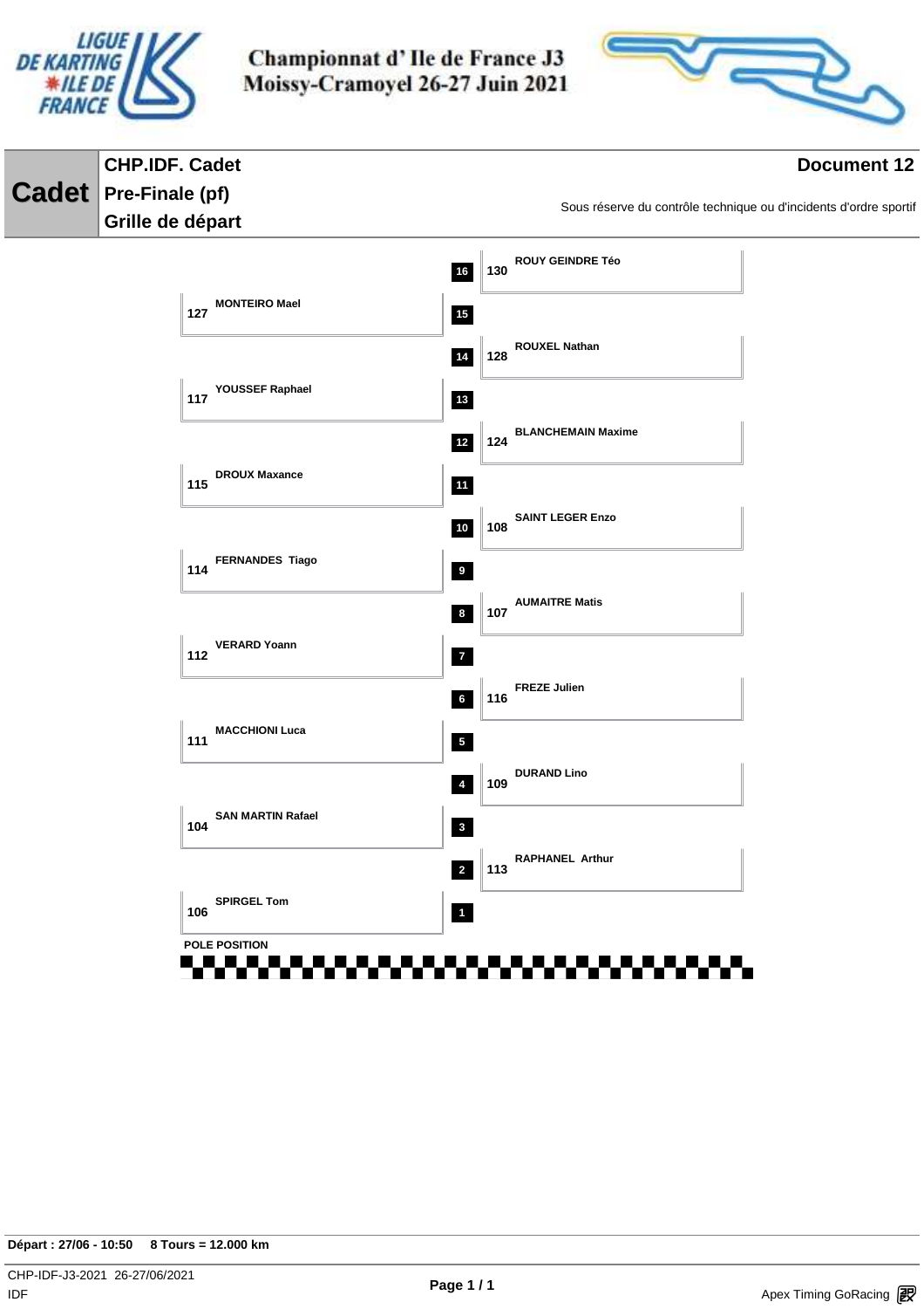# Championnat d' Ile de France J3
# Moissy-Cramoyel 26-27 Juin 2021

**Cadet**

## CHP.IDF. Cadet
## Pre-Finale (pf)
## Grille de départ

**Document 12**

Sous réserve du contrôle technique ou d'incidents d'ordre sportif

| Position | N° | Pilote |
|---|---|---|
| 16 | 130 | ROUY GEINDRE Téo |
| 15 | 127 | MONTEIRO Mael |
| 14 | 128 | ROUXEL Nathan |
| 13 | 117 | YOUSSEF Raphael |
| 12 | 124 | BLANCHEMAIN Maxime |
| 11 | 115 | DROUX Maxance |
| 10 | 108 | SAINT LEGER Enzo |
| 9 | 114 | FERNANDES Tiago |
| 8 | 107 | AUMAITRE Matis |
| 7 | 112 | VERARD Yoann |
| 6 | 116 | FREZE Julien |
| 5 | 111 | MACCHIONI Luca |
| 4 | 109 | DURAND Lino |
| 3 | 104 | SAN MARTIN Rafael |
| 2 | 113 | RAPHANEL Arthur |
| 1 | 106 | SPIRGEL Tom |

POLE POSITION

**Départ : 27/06 - 10:50 8 Tours = 12.000 km**

CHP-IDF-J3-2021 26-27/06/2021
IDF

Apex Timing GoRacing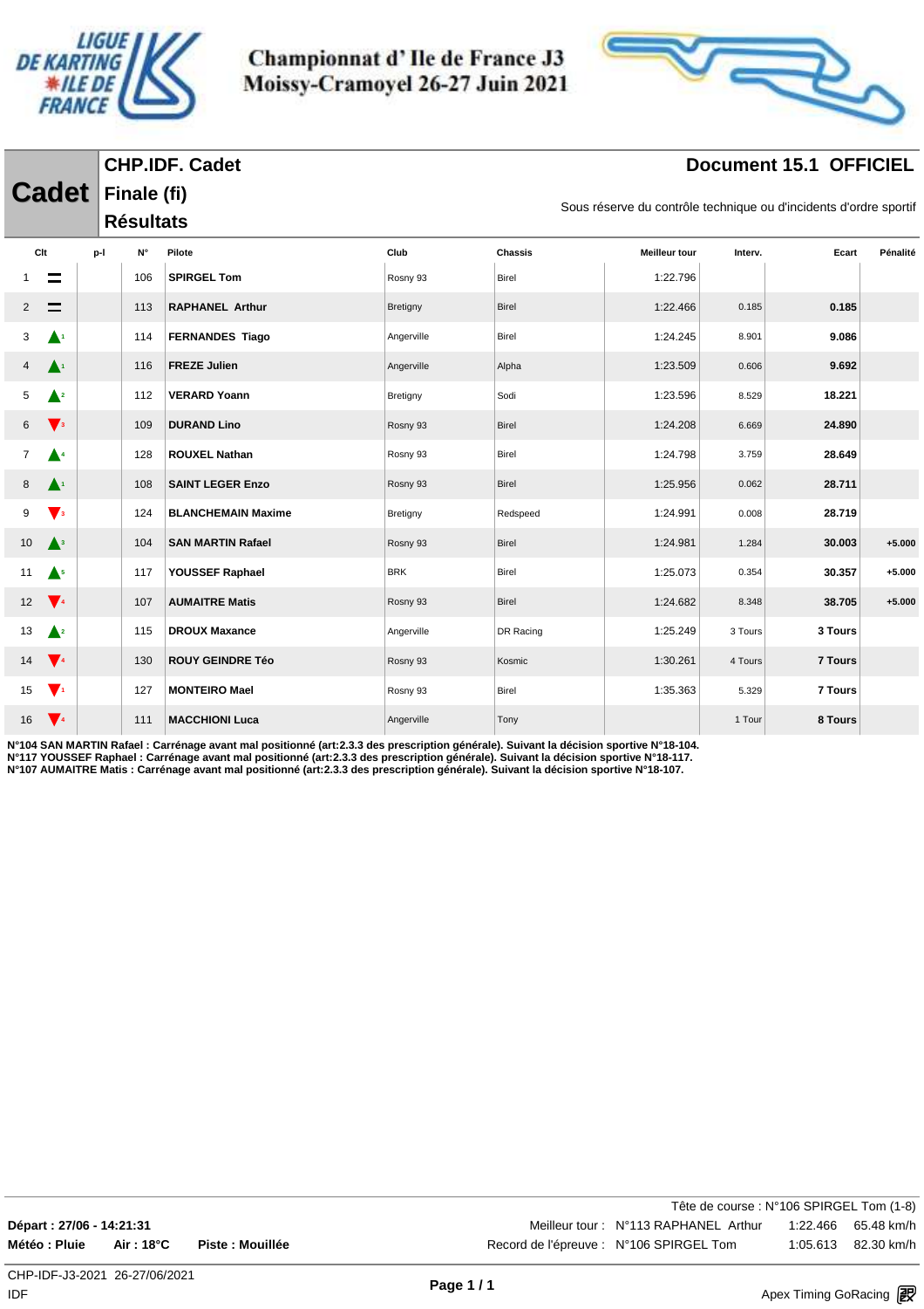# Championnat d' Ile de France J3
## Moissy-Cramoyel 26-27 Juin 2021

**Cadet**

**CHP.IDF. Cadet**
**Finale (fi)**
**Résultats**

**Document 15.1 OFFICIEL**

Sous réserve du contrôle technique ou d'incidents d'ordre sportif

| Clt | | p-l | N° | Pilote | Club | Chassis | Meilleur tour | Interv. | Ecart | Pénalité |
|---|---|---|---|---|---|---|---|---|---|---|
| 1 | = | | 106 | **SPIRGEL Tom** | Rosny 93 | Birel | 1:22.796 | | | |
| 2 | = | | 113 | **RAPHANEL Arthur** | Bretigny | Birel | 1:22.466 | 0.185 | **0.185** | |
| 3 | ▲1 | | 114 | **FERNANDES Tiago** | Angerville | Birel | 1:24.245 | 8.901 | **9.086** | |
| 4 | ▲1 | | 116 | **FREZE Julien** | Angerville | Alpha | 1:23.509 | 0.606 | **9.692** | |
| 5 | ▲2 | | 112 | **VERARD Yoann** | Bretigny | Sodi | 1:23.596 | 8.529 | **18.221** | |
| 6 | ▼3 | | 109 | **DURAND Lino** | Rosny 93 | Birel | 1:24.208 | 6.669 | **24.890** | |
| 7 | ▲4 | | 128 | **ROUXEL Nathan** | Rosny 93 | Birel | 1:24.798 | 3.759 | **28.649** | |
| 8 | ▲1 | | 108 | **SAINT LEGER Enzo** | Rosny 93 | Birel | 1:25.956 | 0.062 | **28.711** | |
| 9 | ▼3 | | 124 | **BLANCHEMAIN Maxime** | Bretigny | Redspeed | 1:24.991 | 0.008 | **28.719** | |
| 10 | ▲3 | | 104 | **SAN MARTIN Rafael** | Rosny 93 | Birel | 1:24.981 | 1.284 | **30.003** | +5.000 |
| 11 | ▲5 | | 117 | **YOUSSEF Raphael** | BRK | Birel | 1:25.073 | 0.354 | **30.357** | +5.000 |
| 12 | ▼4 | | 107 | **AUMAITRE Matis** | Rosny 93 | Birel | 1:24.682 | 8.348 | **38.705** | +5.000 |
| 13 | ▲2 | | 115 | **DROUX Maxance** | Angerville | DR Racing | 1:25.249 | 3 Tours | **3 Tours** | |
| 14 | ▼4 | | 130 | **ROUY GEINDRE Téo** | Rosny 93 | Kosmic | 1:30.261 | 4 Tours | **7 Tours** | |
| 15 | ▼1 | | 127 | **MONTEIRO Mael** | Rosny 93 | Birel | 1:35.363 | 5.329 | **7 Tours** | |
| 16 | ▼4 | | 111 | **MACCHIONI Luca** | Angerville | Tony | | 1 Tour | **8 Tours** | |

**N°104 SAN MARTIN Rafael : Carrénage avant mal positionné (art:2.3.3 des prescription générale). Suivant la décision sportive N°18-104.**
**N°117 YOUSSEF Raphael : Carrénage avant mal positionné (art:2.3.3 des prescription générale). Suivant la décision sportive N°18-117.**
**N°107 AUMAITRE Matis : Carrénage avant mal positionné (art:2.3.3 des prescription générale). Suivant la décision sportive N°18-107.**

Tête de course : N°106 SPIRGEL Tom (1-8)

**Départ : 27/06 - 14:21:31**
**Météo : Pluie** **Air : 18°C** **Piste : Mouillée**

Meilleur tour : N°113 RAPHANEL Arthur 1:22.466 65.48 km/h
Record de l'épreuve : N°106 SPIRGEL Tom 1:05.613 82.30 km/h

CHP-IDF-J3-2021 26-27/06/2021
IDF

Apex Timing GoRacing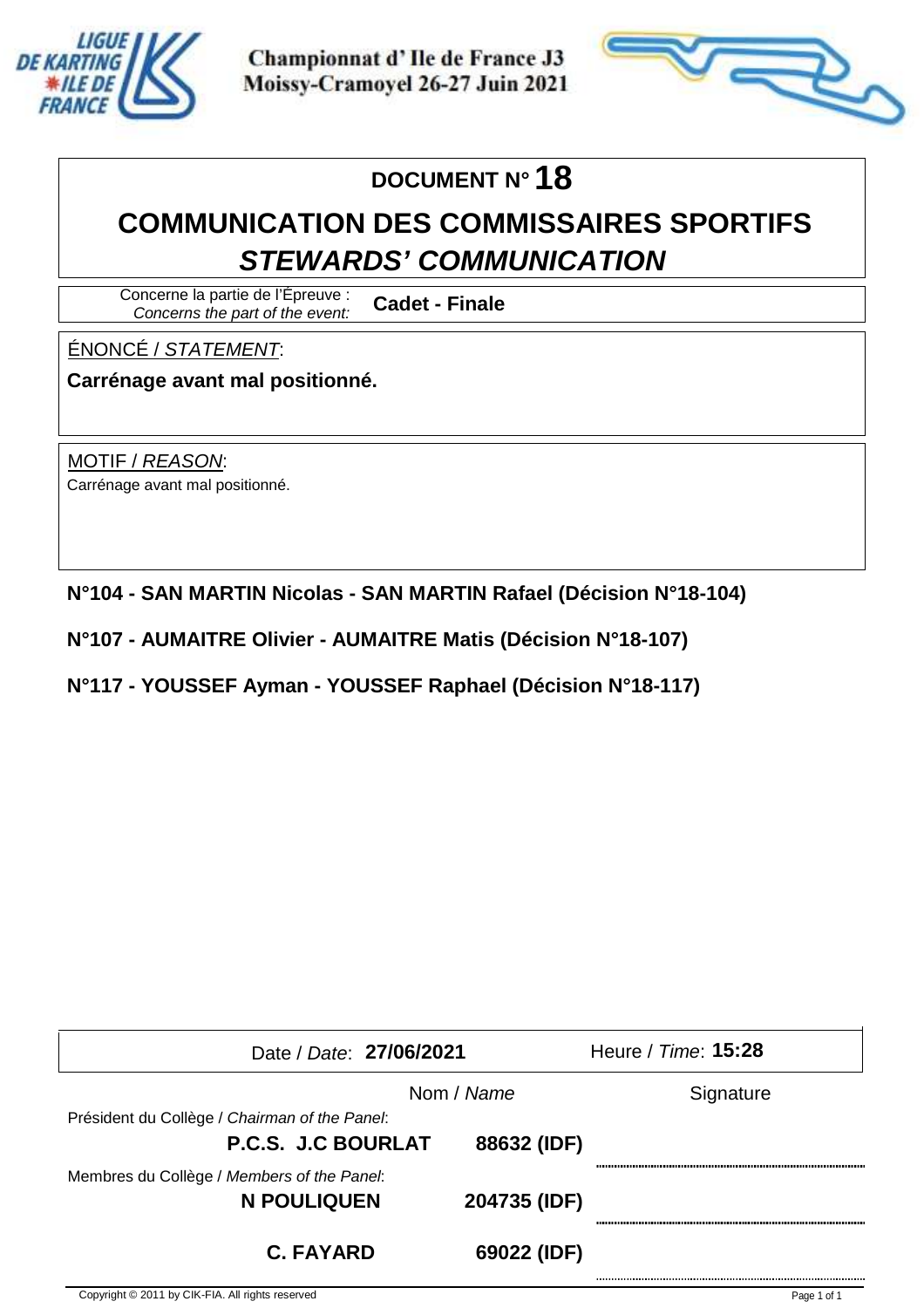Championnat d' Ile de France J3
Moissy-Cramoyel 26-27 Juin 2021

# DOCUMENT N° 18

## COMMUNICATION DES COMMISSAIRES SPORTIFS
## *STEWARDS' COMMUNICATION*

Concerne la partie de l'Épreuve : *Concerns the part of the event:* **Cadet - Finale**

ÉNONCÉ / *STATEMENT*:

**Carrénage avant mal positionné.**

MOTIF / *REASON*:

Carrénage avant mal positionné.

**N°104 - SAN MARTIN Nicolas - SAN MARTIN Rafael (Décision N°18-104)**

**N°107 - AUMAITRE Olivier - AUMAITRE Matis (Décision N°18-107)**

**N°117 - YOUSSEF Ayman - YOUSSEF Raphael (Décision N°18-117)**

Date / *Date*: **27/06/2021** Heure / *Time*: **15:28**

| | Nom / *Name* | | Signature |
|---|---|---|---|
| Président du Collège / *Chairman of the Panel*: | **P.C.S. J.C BOURLAT** | **88632 (IDF)** | |
| Membres du Collège / *Members of the Panel*: | **N POULIQUEN** | **204735 (IDF)** | |
| | **C. FAYARD** | **69022 (IDF)** | |

Copyright © 2011 by CIK-FIA. All rights reserved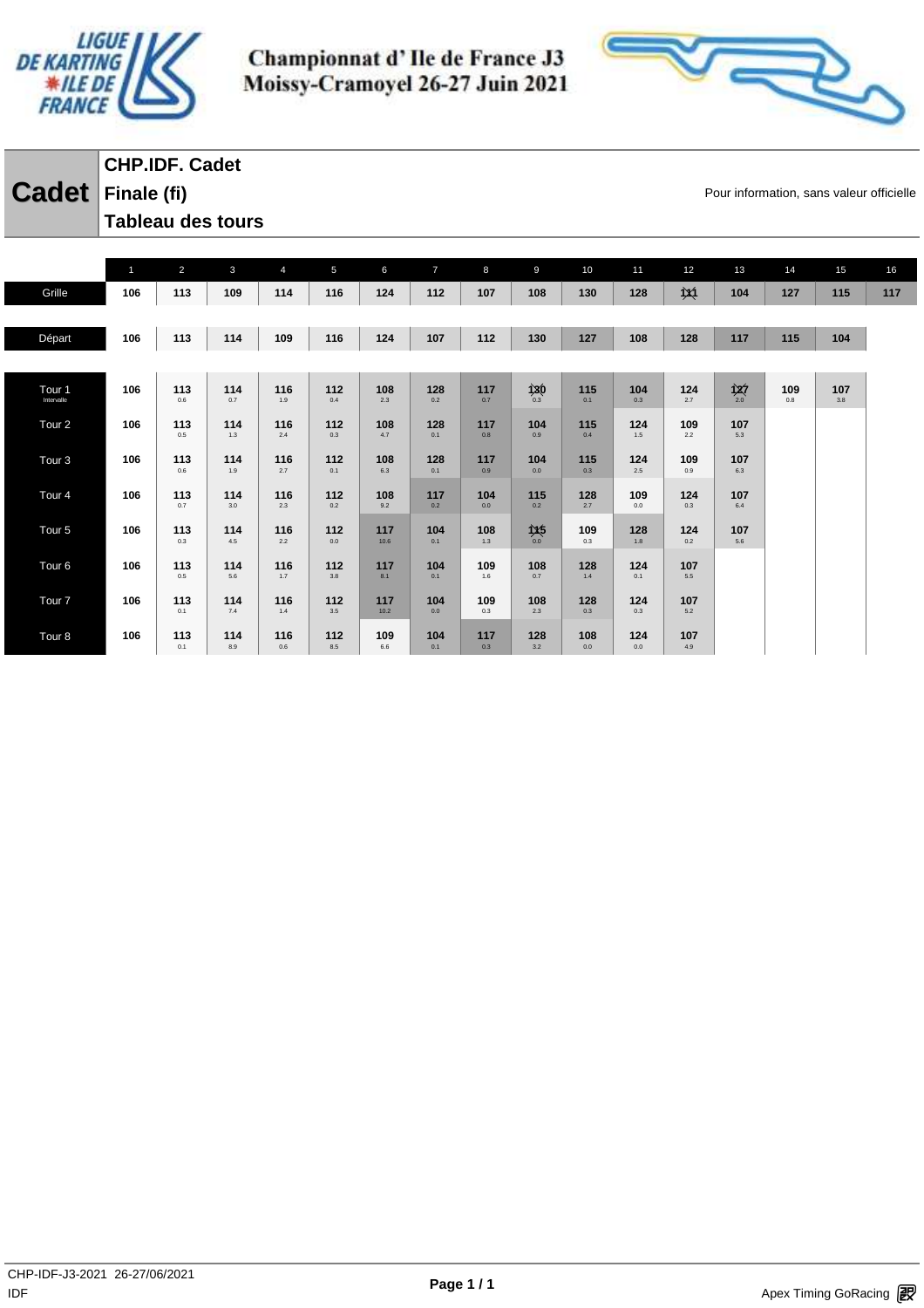# Championnat d' Ile de France J3
## Moissy-Cramoyel 26-27 Juin 2021

**Cadet**

**CHP.IDF. Cadet**
**Finale (fi)**
**Tableau des tours**

Pour information, sans valeur officielle

| | 1 | 2 | 3 | 4 | 5 | 6 | 7 | 8 | 9 | 10 | 11 | 12 | 13 | 14 | 15 | 16 |
|---|---|---|---|---|---|---|---|---|---|---|---|---|---|---|---|---|
| Grille | 106 | 113 | 109 | 114 | 116 | 124 | 112 | 107 | 108 | 130 | 128 | 111 | 104 | 127 | 115 | 117 |
| Départ | 106 | 113 | 114 | 109 | 116 | 124 | 107 | 112 | 130 | 127 | 108 | 128 | 117 | 115 | 104 | |
| Tour 1 Intervalle | 106 | 113 0.6 | 114 0.7 | 116 1.9 | 112 0.4 | 108 2.3 | 128 0.2 | 117 0.7 | 130 0.3 | 115 0.1 | 104 0.3 | 124 2.7 | 127 2.0 | 109 0.8 | 107 3.8 | |
| Tour 2 | 106 | 113 0.5 | 114 1.3 | 116 2.4 | 112 0.3 | 108 4.7 | 128 0.1 | 117 0.8 | 104 0.9 | 115 0.4 | 124 1.5 | 109 2.2 | 107 5.3 | | | |
| Tour 3 | 106 | 113 0.6 | 114 1.9 | 116 2.7 | 112 0.1 | 108 6.3 | 128 0.1 | 117 0.9 | 104 0.0 | 115 0.3 | 124 2.5 | 109 0.9 | 107 6.3 | | | |
| Tour 4 | 106 | 113 0.7 | 114 3.0 | 116 2.3 | 112 0.2 | 108 9.2 | 117 0.2 | 104 0.0 | 115 0.2 | 128 2.7 | 109 0.0 | 124 0.3 | 107 6.4 | | | |
| Tour 5 | 106 | 113 0.3 | 114 4.5 | 116 2.2 | 112 0.0 | 117 10.6 | 104 0.1 | 108 1.3 | 115 0.0 | 109 0.3 | 128 1.8 | 124 0.2 | 107 5.6 | | | |
| Tour 6 | 106 | 113 0.5 | 114 5.6 | 116 1.7 | 112 3.8 | 117 8.1 | 104 0.1 | 109 1.6 | 108 0.7 | 128 1.4 | 124 0.1 | 107 5.5 | | | | |
| Tour 7 | 106 | 113 0.1 | 114 7.4 | 116 1.4 | 112 3.5 | 117 10.2 | 104 0.0 | 109 0.3 | 108 2.3 | 128 0.3 | 124 0.3 | 107 5.2 | | | | |
| Tour 8 | 106 | 113 0.1 | 114 8.9 | 116 0.6 | 112 8.5 | 109 6.6 | 104 0.1 | 117 0.3 | 128 3.2 | 108 0.0 | 124 0.0 | 107 4.9 | | | | |

CHP-IDF-J3-2021 26-27/06/2021
IDF

Apex Timing GoRacing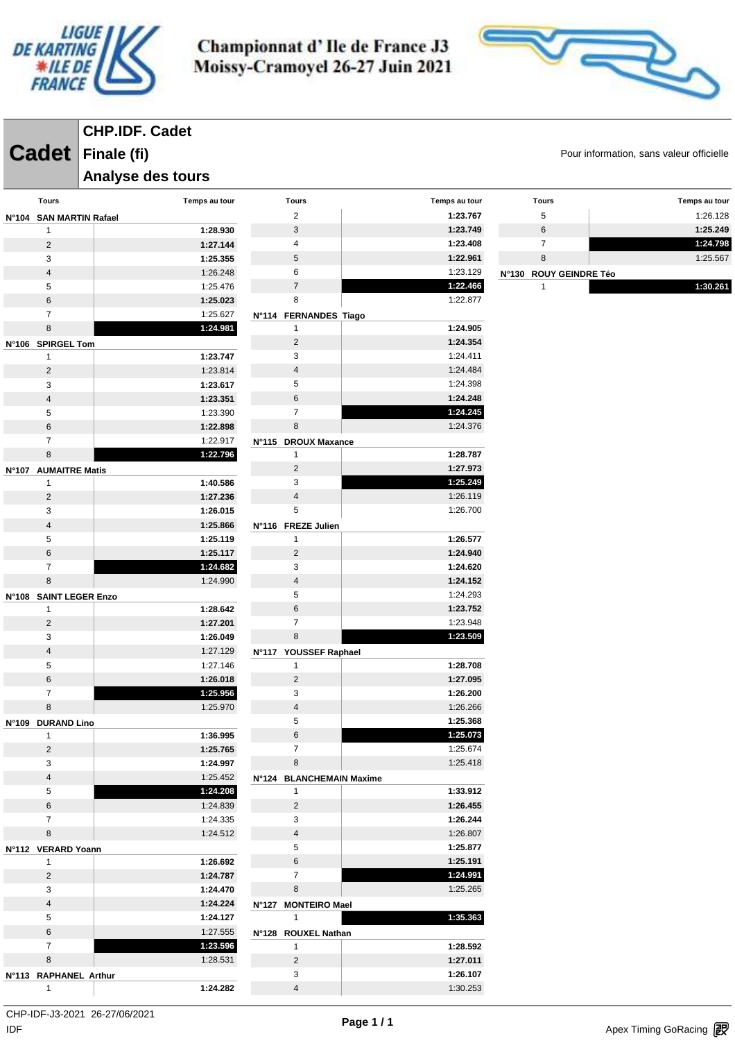# Championnat d' Ile de France J3
# Moissy-Cramoyel 26-27 Juin 2021

## Cadet

### CHP.IDF. Cadet
### Finale (fi)
### Analyse des tours

Pour information, sans valeur officielle

**N°104 SAN MARTIN Rafael**

| Tours | Temps au tour |
|---|---|
| 1 | **1:28.930** |
| 2 | **1:27.144** |
| 3 | **1:25.355** |
| 4 | 1:26.248 |
| 5 | 1:25.476 |
| 6 | **1:25.023** |
| 7 | 1:25.627 |
| 8 | **1:24.981** |

**N°106 SPIRGEL Tom**

| Tours | Temps au tour |
|---|---|
| 1 | **1:23.747** |
| 2 | 1:23.814 |
| 3 | **1:23.617** |
| 4 | **1:23.351** |
| 5 | 1:23.390 |
| 6 | **1:22.898** |
| 7 | 1:22.917 |
| 8 | **1:22.796** |

**N°107 AUMAITRE Matis**

| Tours | Temps au tour |
|---|---|
| 1 | **1:40.586** |
| 2 | **1:27.236** |
| 3 | **1:26.015** |
| 4 | **1:25.866** |
| 5 | **1:25.119** |
| 6 | **1:25.117** |
| 7 | **1:24.682** |
| 8 | 1:24.990 |

**N°108 SAINT LEGER Enzo**

| Tours | Temps au tour |
|---|---|
| 1 | **1:28.642** |
| 2 | **1:27.201** |
| 3 | **1:26.049** |
| 4 | 1:27.129 |
| 5 | 1:27.146 |
| 6 | **1:26.018** |
| 7 | **1:25.956** |
| 8 | 1:25.970 |

**N°109 DURAND Lino**

| Tours | Temps au tour |
|---|---|
| 1 | **1:36.995** |
| 2 | **1:25.765** |
| 3 | **1:24.997** |
| 4 | 1:25.452 |
| 5 | **1:24.208** |
| 6 | 1:24.839 |
| 7 | 1:24.335 |
| 8 | 1:24.512 |

**N°112 VERARD Yoann**

| Tours | Temps au tour |
|---|---|
| 1 | **1:26.692** |
| 2 | **1:24.787** |
| 3 | **1:24.470** |
| 4 | **1:24.224** |
| 5 | **1:24.127** |
| 6 | 1:27.555 |
| 7 | **1:23.596** |
| 8 | 1:28.531 |

**N°113 RAPHANEL Arthur**

| Tours | Temps au tour |
|---|---|
| 1 | **1:24.282** |
| 2 | **1:23.767** |
| 3 | **1:23.749** |
| 4 | **1:23.408** |
| 5 | **1:22.961** |
| 6 | 1:23.129 |
| 7 | **1:22.466** |
| 8 | 1:22.877 |

**N°114 FERNANDES Tiago**

| Tours | Temps au tour |
|---|---|
| 1 | **1:24.905** |
| 2 | **1:24.354** |
| 3 | 1:24.411 |
| 4 | 1:24.484 |
| 5 | 1:24.398 |
| 6 | **1:24.248** |
| 7 | **1:24.245** |
| 8 | 1:24.376 |

**N°115 DROUX Maxance**

| Tours | Temps au tour |
|---|---|
| 1 | **1:28.787** |
| 2 | **1:27.973** |
| 3 | **1:25.249** |
| 4 | 1:26.119 |
| 5 | 1:26.700 |

**N°116 FREZE Julien**

| Tours | Temps au tour |
|---|---|
| 1 | **1:26.577** |
| 2 | **1:24.940** |
| 3 | **1:24.620** |
| 4 | **1:24.152** |
| 5 | 1:24.293 |
| 6 | **1:23.752** |
| 7 | 1:23.948 |
| 8 | **1:23.509** |

**N°117 YOUSSEF Raphael**

| Tours | Temps au tour |
|---|---|
| 1 | **1:28.708** |
| 2 | **1:27.095** |
| 3 | **1:26.200** |
| 4 | 1:26.266 |
| 5 | **1:25.368** |
| 6 | **1:25.073** |
| 7 | 1:25.674 |
| 8 | 1:25.418 |

**N°124 BLANCHEMAIN Maxime**

| Tours | Temps au tour |
|---|---|
| 1 | **1:33.912** |
| 2 | **1:26.455** |
| 3 | **1:26.244** |
| 4 | 1:26.807 |
| 5 | **1:25.877** |
| 6 | **1:25.191** |
| 7 | **1:24.991** |
| 8 | 1:25.265 |

**N°127 MONTEIRO Mael**

| Tours | Temps au tour |
|---|---|
| 1 | **1:35.363** |

**N°128 ROUXEL Nathan**

| Tours | Temps au tour |
|---|---|
| 1 | **1:28.592** |
| 2 | **1:27.011** |
| 3 | **1:26.107** |
| 4 | 1:30.253 |
| 5 | 1:26.128 |
| 6 | **1:25.249** |
| 7 | **1:24.798** |
| 8 | 1:25.567 |

**N°130 ROUY GEINDRE Téo**

| Tours | Temps au tour |
|---|---|
| 1 | **1:30.261** |

CHP-IDF-J3-2021 26-27/06/2021
IDF

Apex Timing GoRacing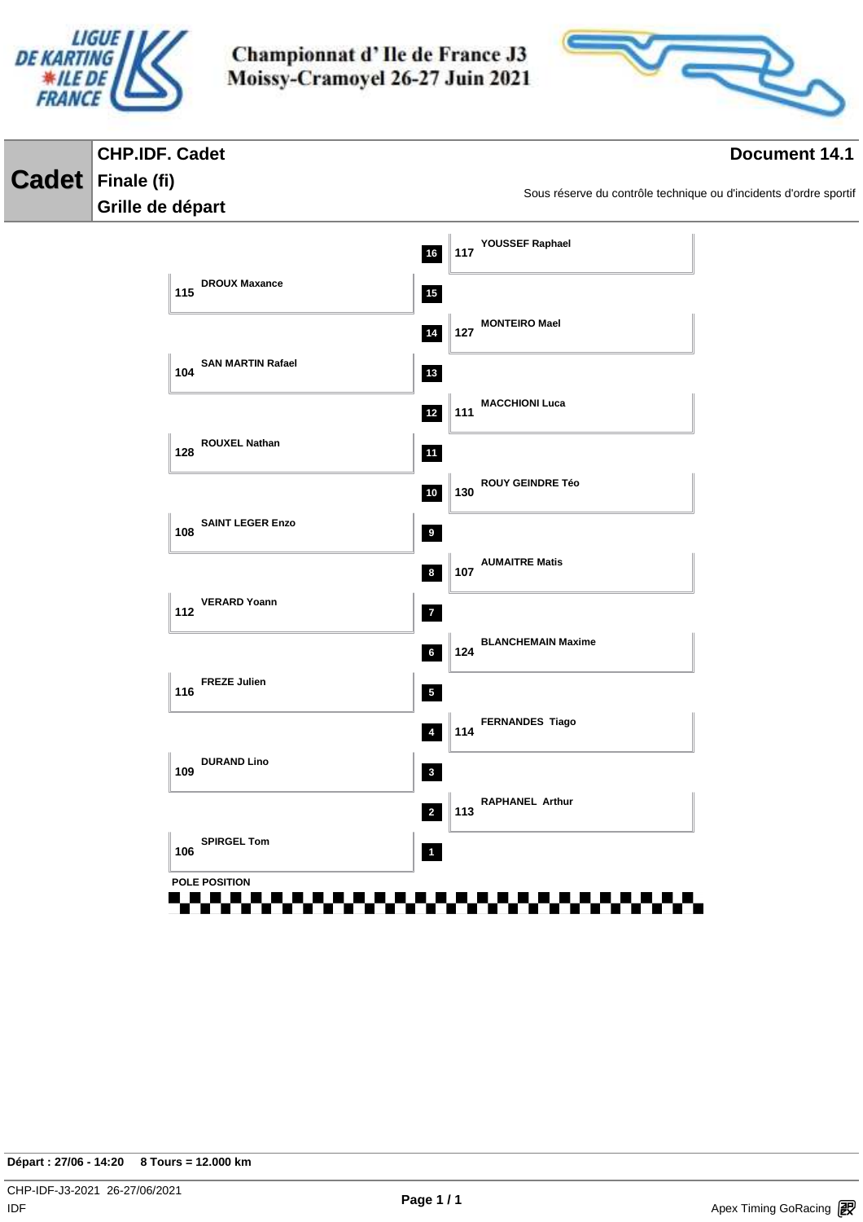# Championnat d' Ile de France J3
## Moissy-Cramoyel 26-27 Juin 2021

**Cadet** | **CHP.IDF. Cadet** | **Document 14.1**

**Finale (fi)**

**Grille de départ**

Sous réserve du contrôle technique ou d'incidents d'ordre sportif

| Position | N° | Pilote |
|---|---|---|
| 16 | 117 | YOUSSEF Raphael |
| 15 | 115 | DROUX Maxance |
| 14 | 127 | MONTEIRO Mael |
| 13 | 104 | SAN MARTIN Rafael |
| 12 | 111 | MACCHIONI Luca |
| 11 | 128 | ROUXEL Nathan |
| 10 | 130 | ROUY GEINDRE Téo |
| 9 | 108 | SAINT LEGER Enzo |
| 8 | 107 | AUMAITRE Matis |
| 7 | 112 | VERARD Yoann |
| 6 | 124 | BLANCHEMAIN Maxime |
| 5 | 116 | FREZE Julien |
| 4 | 114 | FERNANDES Tiago |
| 3 | 109 | DURAND Lino |
| 2 | 113 | RAPHANEL Arthur |
| 1 | 106 | SPIRGEL Tom |

POLE POSITION

**Départ : 27/06 - 14:20    8 Tours = 12.000 km**

CHP-IDF-J3-2021 26-27/06/2021
IDF

Apex Timing GoRacing